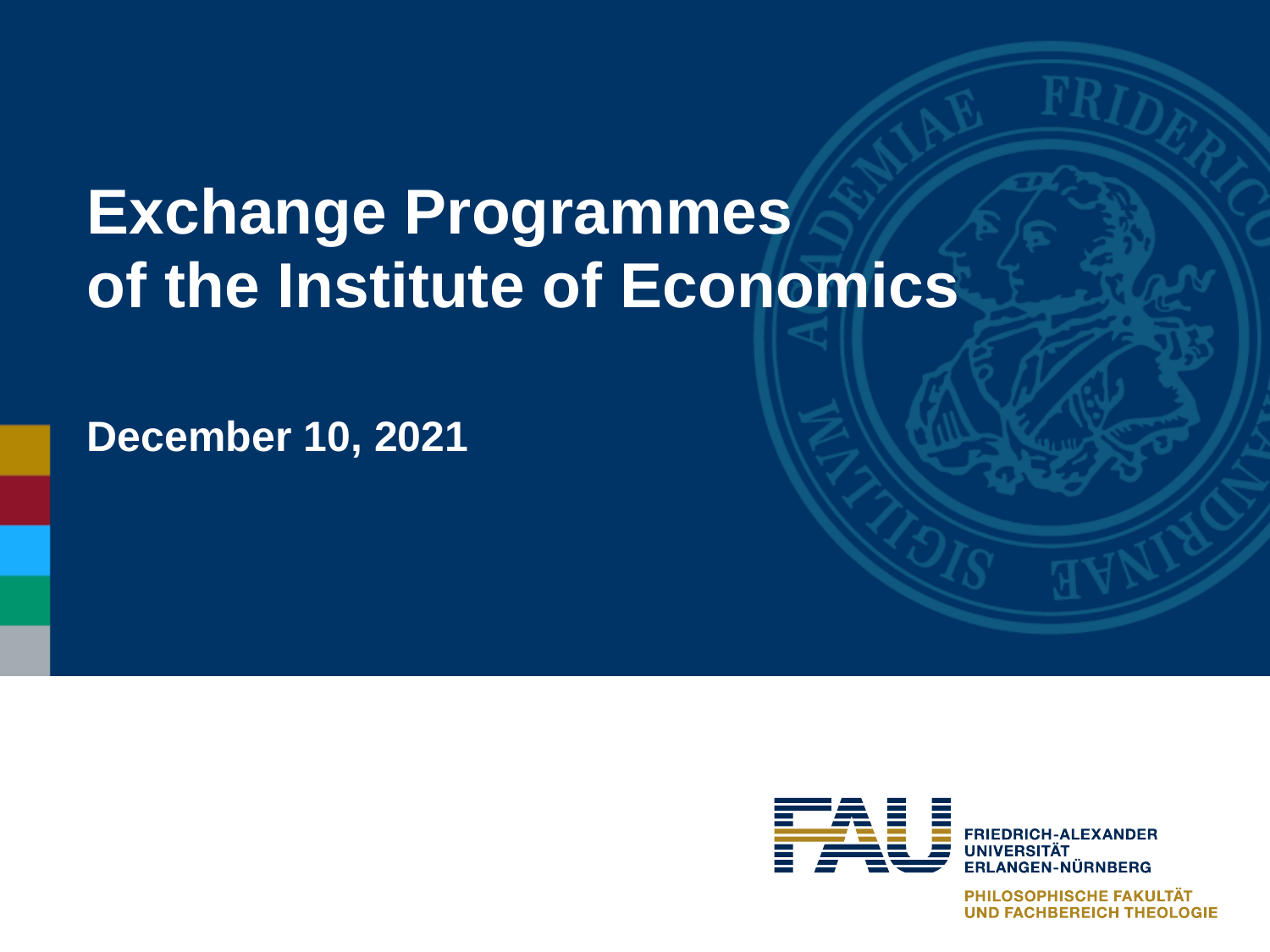# Exchange Programmes of the Institute of Economics

**December 10, 2021**

FRIEDRICH-ALEXANDER UNIVERSITÄT ERLANGEN-NÜRNBERG

PHILOSOPHISCHE FAKULTÄT UND FACHBEREICH THEOLOGIE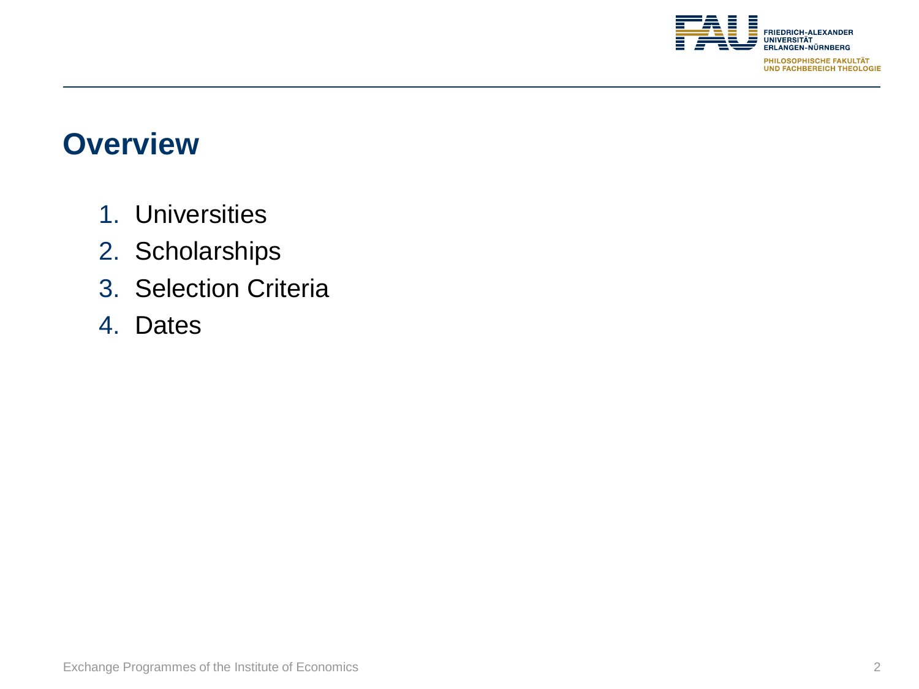# Overview

1. Universities
2. Scholarships
3. Selection Criteria
4. Dates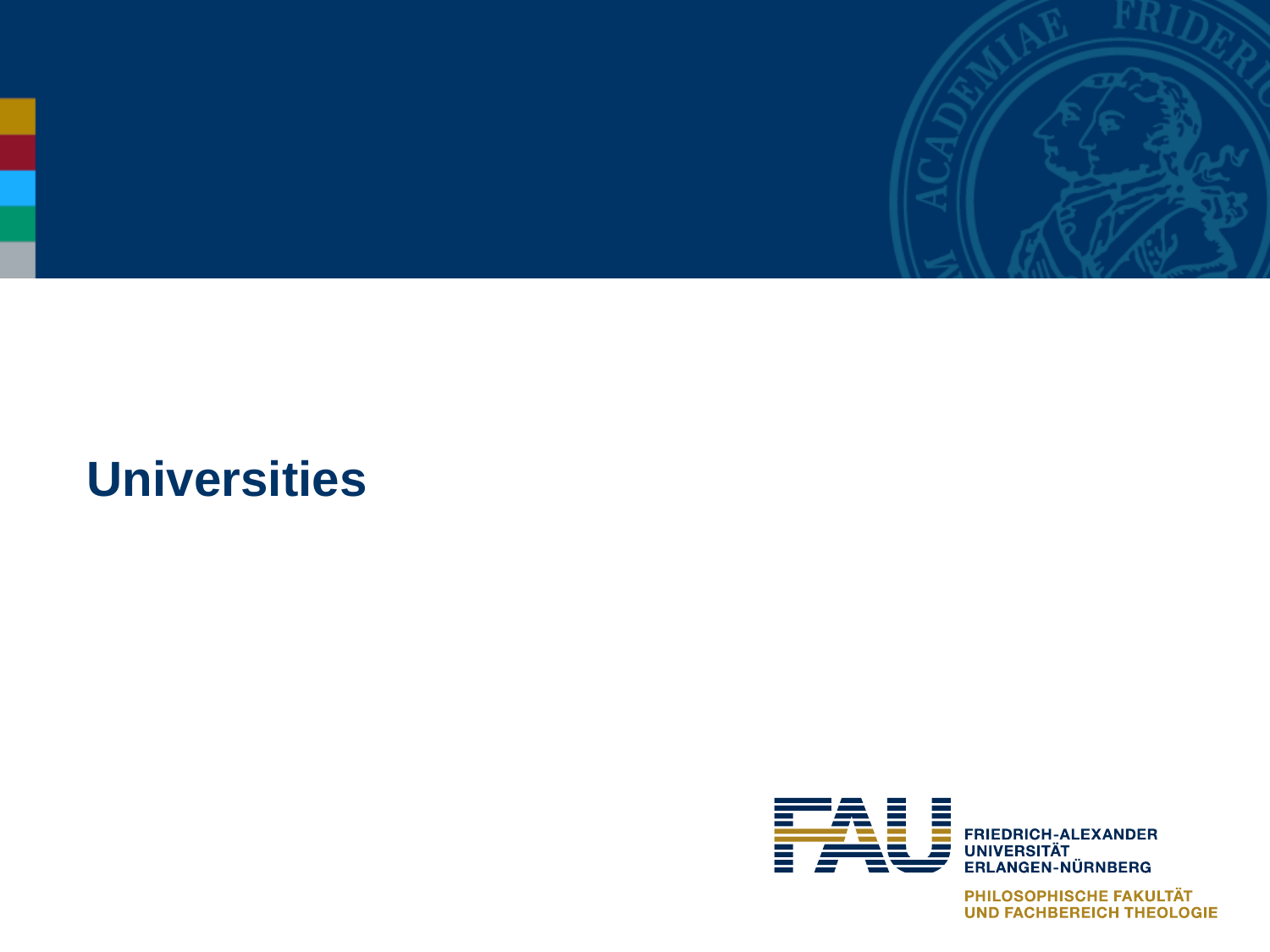# Universities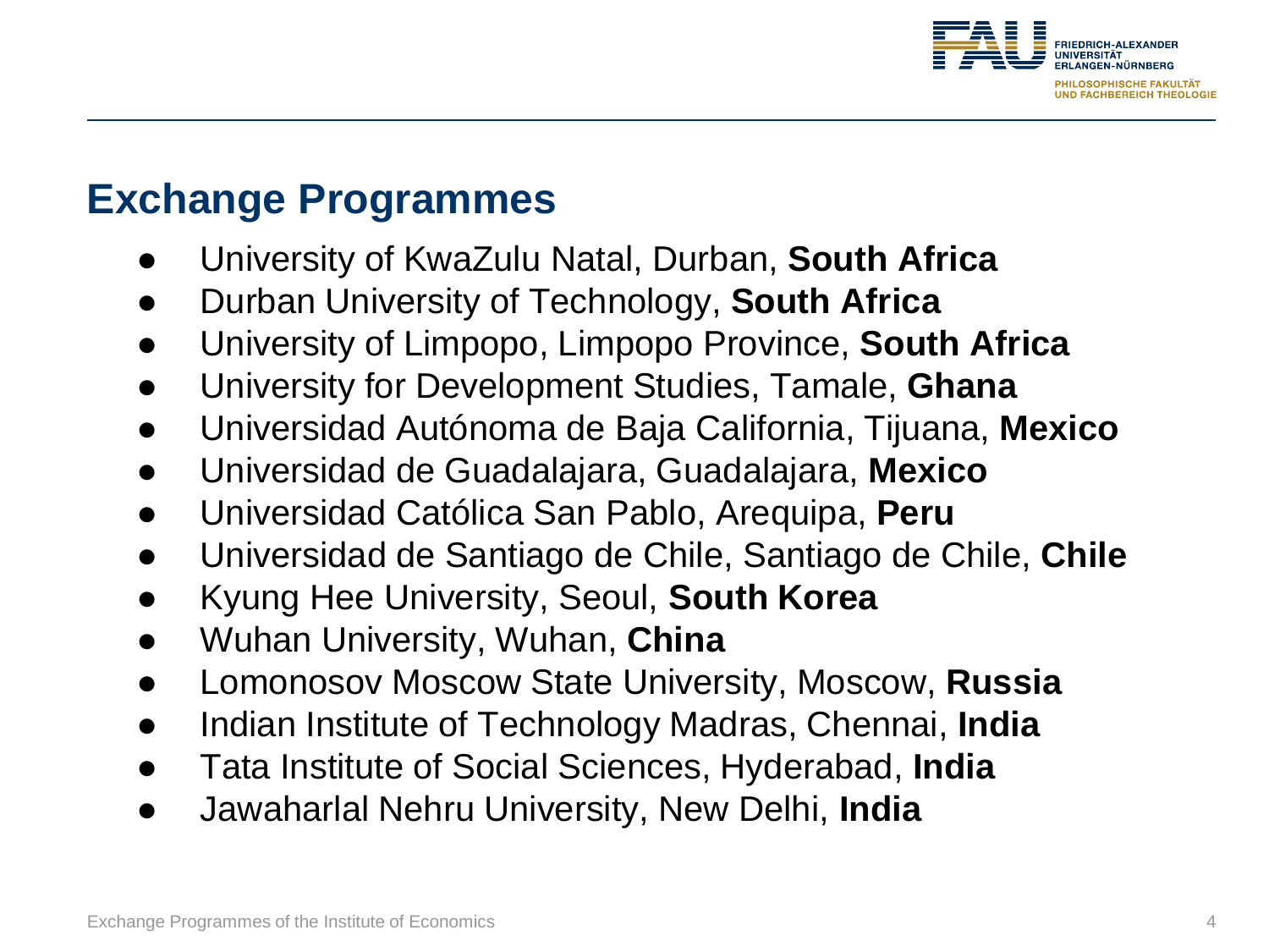## Exchange Programmes

- University of KwaZulu Natal, Durban, **South Africa**
- Durban University of Technology, **South Africa**
- University of Limpopo, Limpopo Province, **South Africa**
- University for Development Studies, Tamale, **Ghana**
- Universidad Autónoma de Baja California, Tijuana, **Mexico**
- Universidad de Guadalajara, Guadalajara, **Mexico**
- Universidad Católica San Pablo, Arequipa, **Peru**
- Universidad de Santiago de Chile, Santiago de Chile, **Chile**
- Kyung Hee University, Seoul, **South Korea**
- Wuhan University, Wuhan, **China**
- Lomonosov Moscow State University, Moscow, **Russia**
- Indian Institute of Technology Madras, Chennai, **India**
- Tata Institute of Social Sciences, Hyderabad, **India**
- Jawaharlal Nehru University, New Delhi, **India**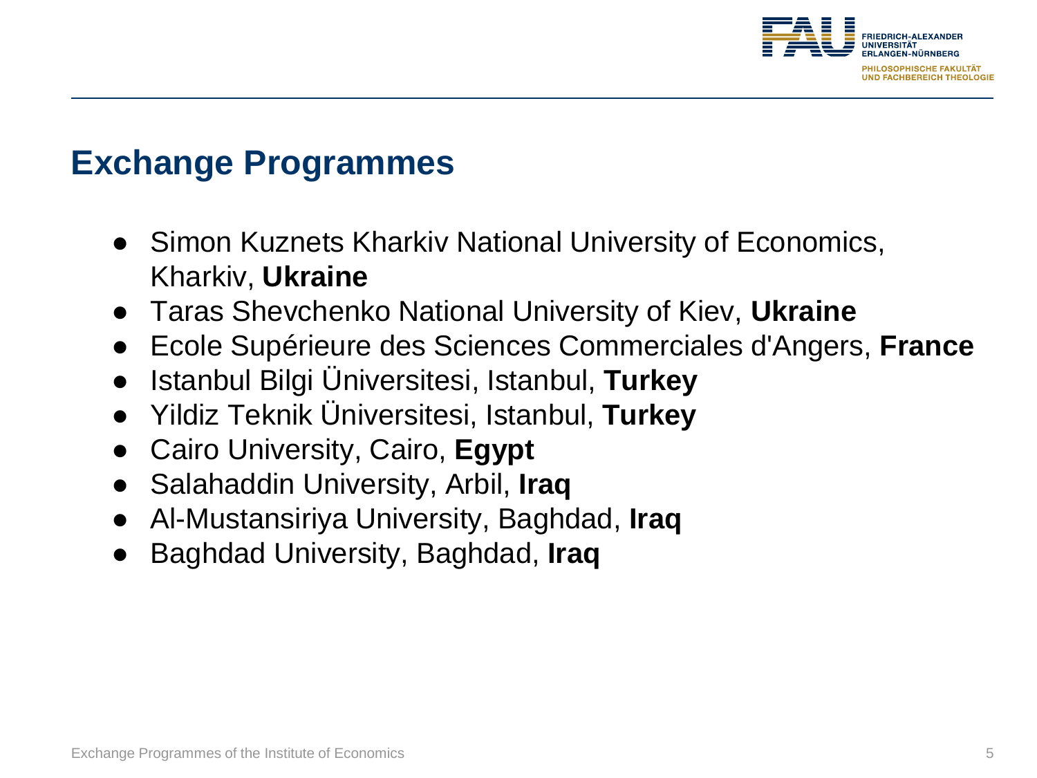## Exchange Programmes

- Simon Kuznets Kharkiv National University of Economics, Kharkiv, **Ukraine**
- Taras Shevchenko National University of Kiev, **Ukraine**
- Ecole Supérieure des Sciences Commerciales d'Angers, **France**
- Istanbul Bilgi Üniversitesi, Istanbul, **Turkey**
- Yildiz Teknik Üniversitesi, Istanbul, **Turkey**
- Cairo University, Cairo, **Egypt**
- Salahaddin University, Arbil, **Iraq**
- Al-Mustansiriya University, Baghdad, **Iraq**
- Baghdad University, Baghdad, **Iraq**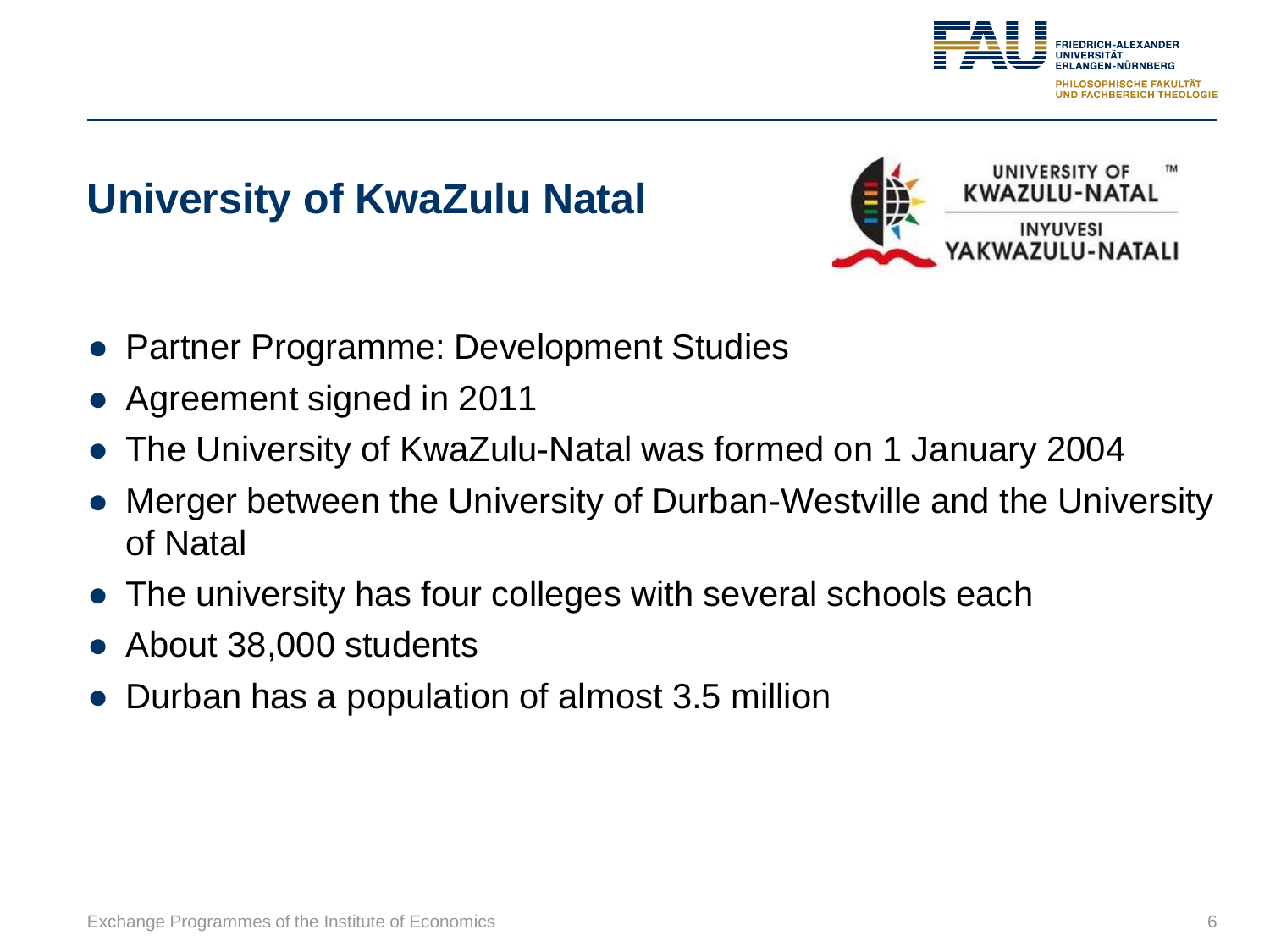## University of KwaZulu Natal

- Partner Programme: Development Studies
- Agreement signed in 2011
- The University of KwaZulu-Natal was formed on 1 January 2004
- Merger between the University of Durban-Westville and the University of Natal
- The university has four colleges with several schools each
- About 38,000 students
- Durban has a population of almost 3.5 million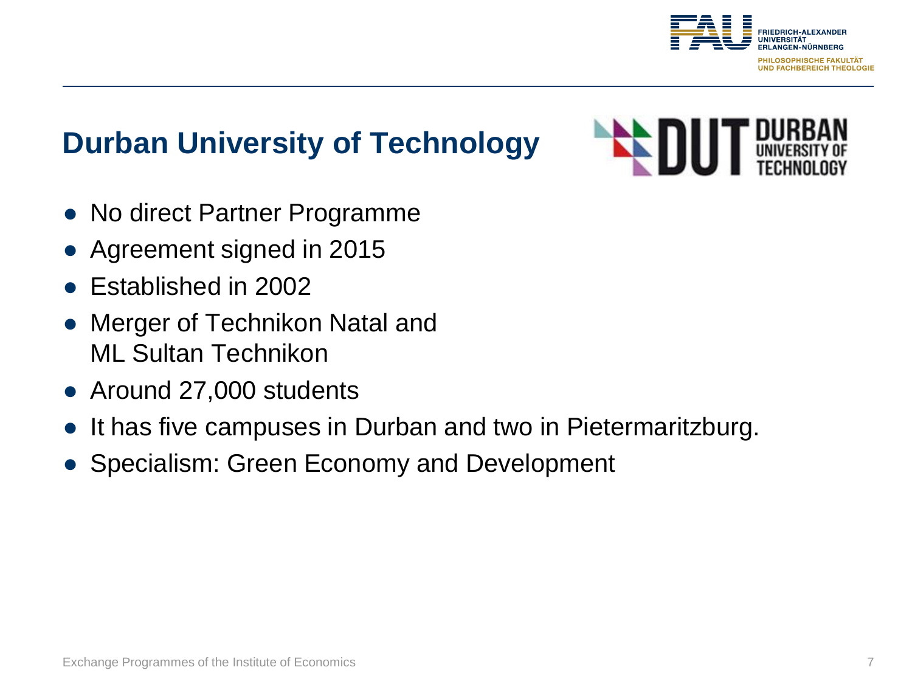## Durban University of Technology

- No direct Partner Programme
- Agreement signed in 2015
- Established in 2002
- Merger of Technikon Natal and ML Sultan Technikon
- Around 27,000 students
- It has five campuses in Durban and two in Pietermaritzburg.
- Specialism: Green Economy and Development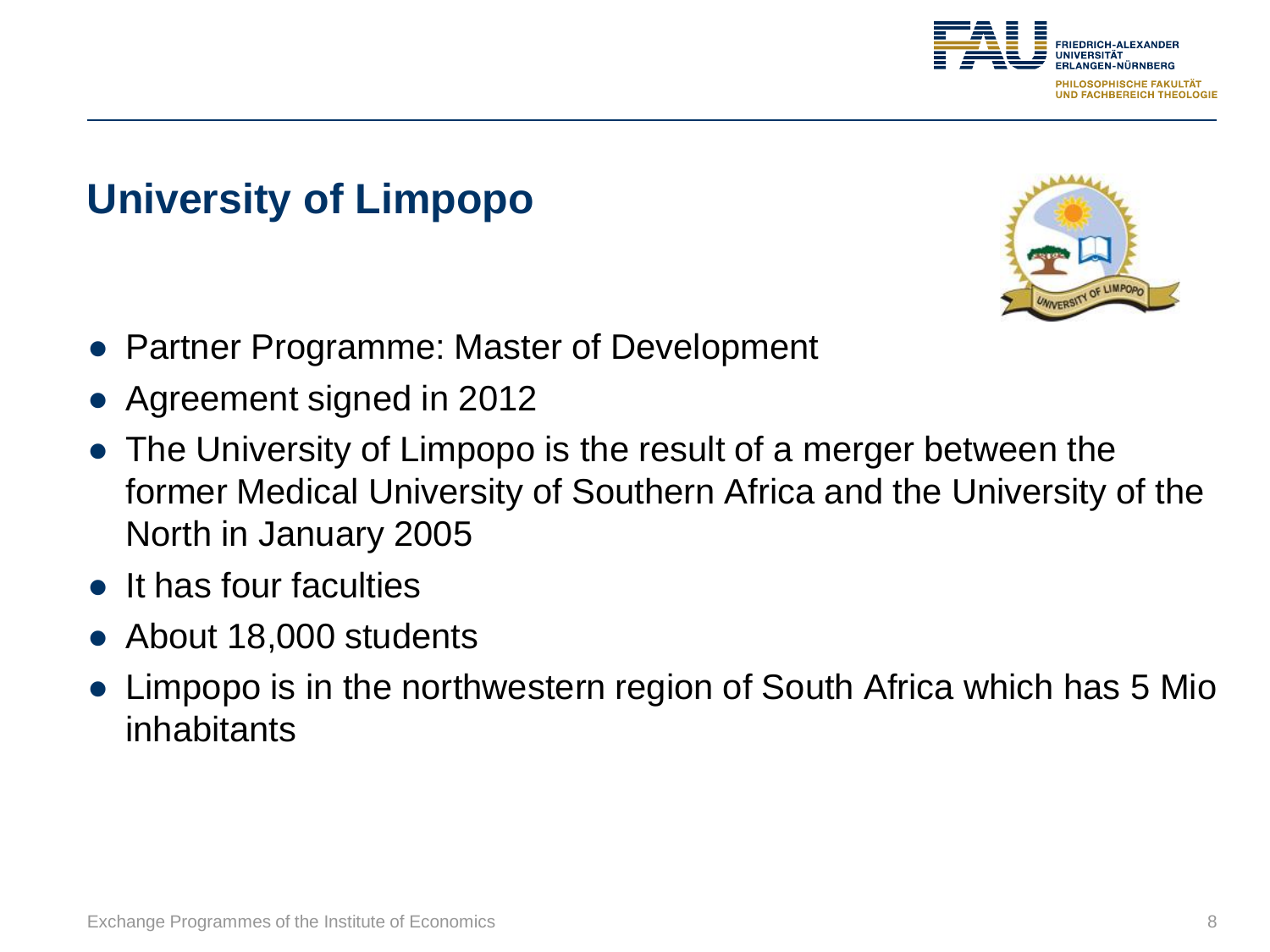## University of Limpopo

- Partner Programme: Master of Development
- Agreement signed in 2012
- The University of Limpopo is the result of a merger between the former Medical University of Southern Africa and the University of the North in January 2005
- It has four faculties
- About 18,000 students
- Limpopo is in the northwestern region of South Africa which has 5 Mio inhabitants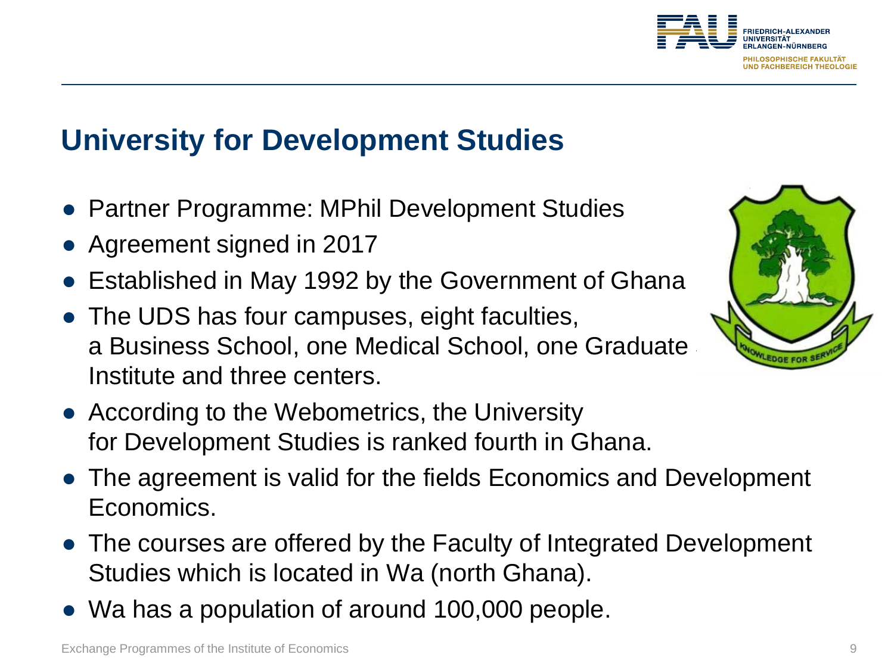## University for Development Studies

- Partner Programme: MPhil Development Studies
- Agreement signed in 2017
- Established in May 1992 by the Government of Ghana
- The UDS has four campuses, eight faculties, a Business School, one Medical School, one Graduate Institute and three centers.
- According to the Webometrics, the University for Development Studies is ranked fourth in Ghana.
- The agreement is valid for the fields Economics and Development Economics.
- The courses are offered by the Faculty of Integrated Development Studies which is located in Wa (north Ghana).
- Wa has a population of around 100,000 people.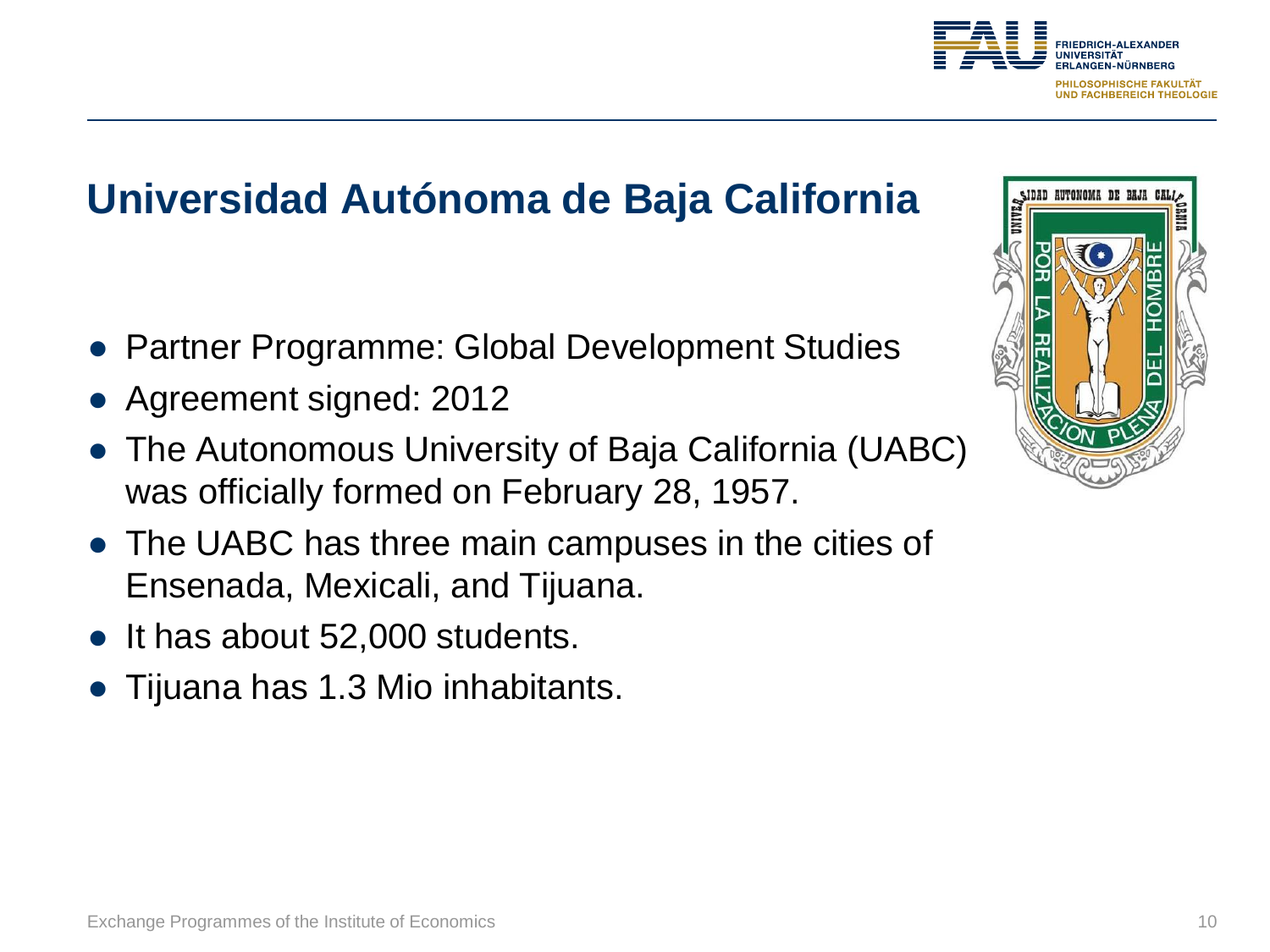## Universidad Autónoma de Baja California

- Partner Programme: Global Development Studies
- Agreement signed: 2012
- The Autonomous University of Baja California (UABC) was officially formed on February 28, 1957.
- The UABC has three main campuses in the cities of Ensenada, Mexicali, and Tijuana.
- It has about 52,000 students.
- Tijuana has 1.3 Mio inhabitants.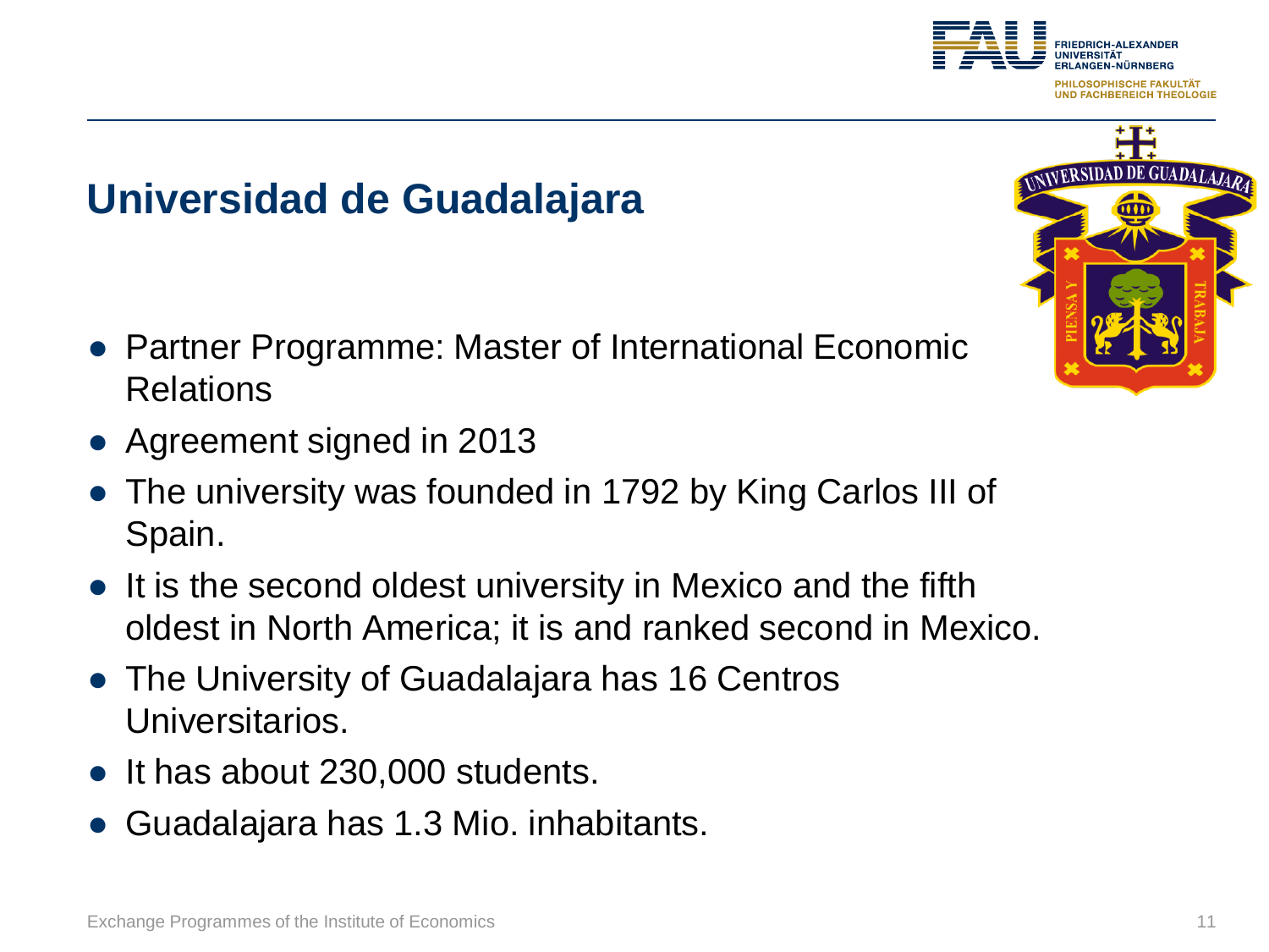## Universidad de Guadalajara

- Partner Programme: Master of International Economic Relations
- Agreement signed in 2013
- The university was founded in 1792 by King Carlos III of Spain.
- It is the second oldest university in Mexico and the fifth oldest in North America; it is and ranked second in Mexico.
- The University of Guadalajara has 16 Centros Universitarios.
- It has about 230,000 students.
- Guadalajara has 1.3 Mio. inhabitants.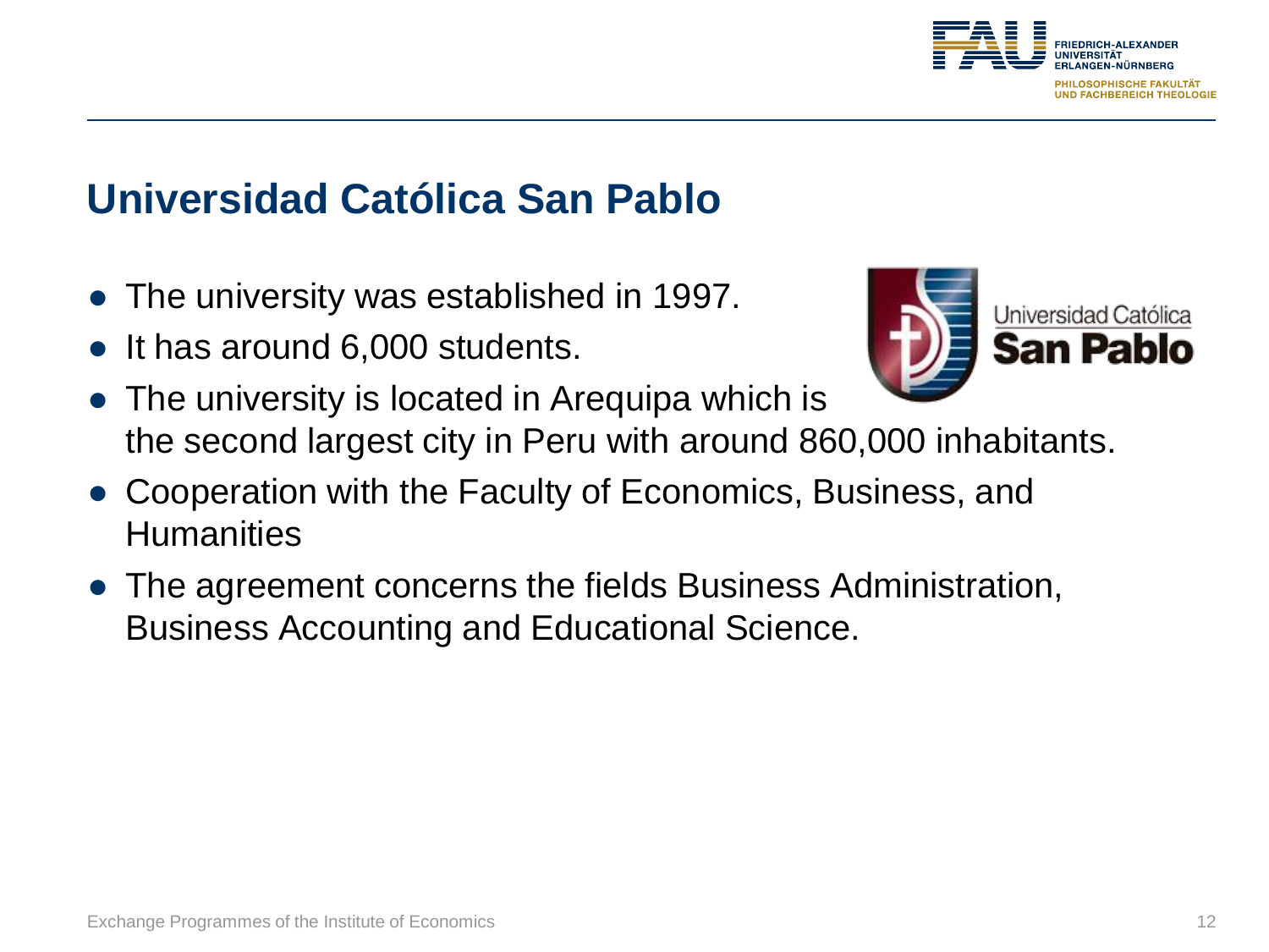# Universidad Católica San Pablo

- The university was established in 1997.
- It has around 6,000 students.
- The university is located in Arequipa which is the second largest city in Peru with around 860,000 inhabitants.
- Cooperation with the Faculty of Economics, Business, and Humanities
- The agreement concerns the fields Business Administration, Business Accounting and Educational Science.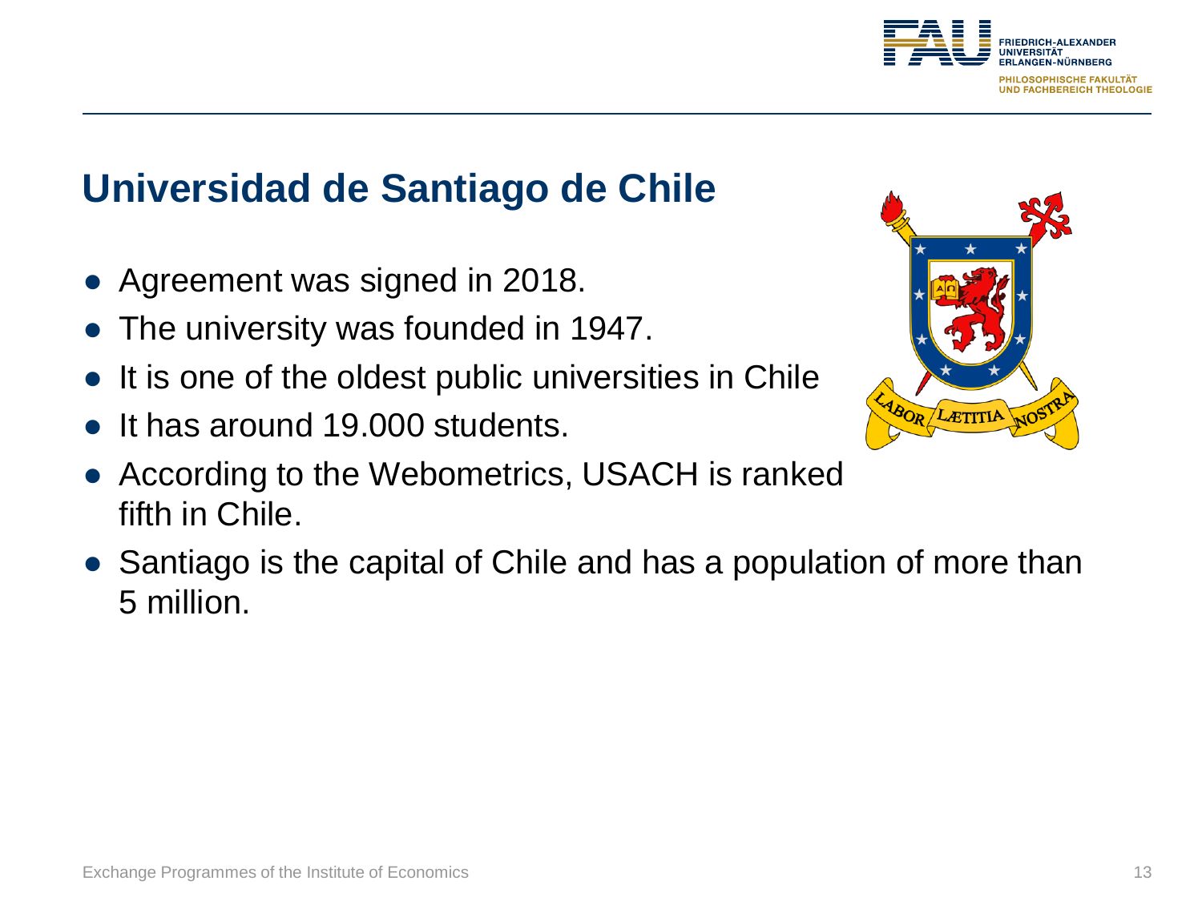## Universidad de Santiago de Chile

- Agreement was signed in 2018.
- The university was founded in 1947.
- It is one of the oldest public universities in Chile
- It has around 19.000 students.
- According to the Webometrics, USACH is ranked fifth in Chile.
- Santiago is the capital of Chile and has a population of more than 5 million.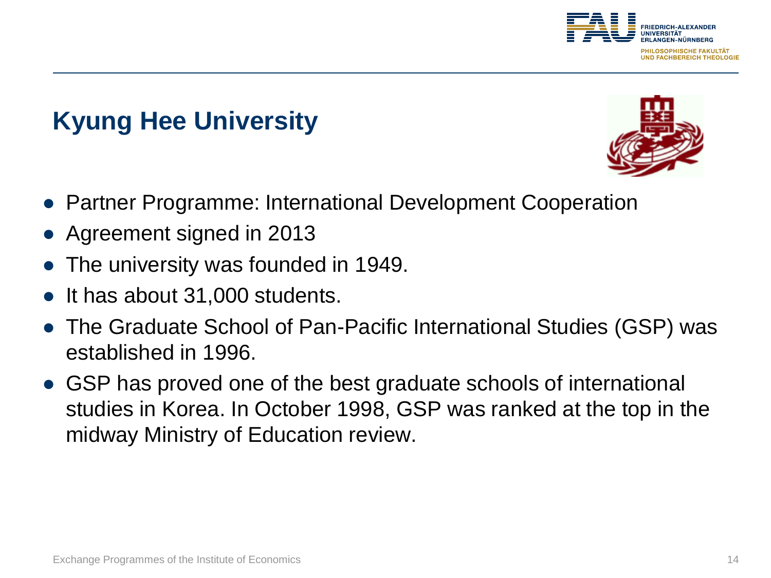## Kyung Hee University

- Partner Programme: International Development Cooperation
- Agreement signed in 2013
- The university was founded in 1949.
- It has about 31,000 students.
- The Graduate School of Pan-Pacific International Studies (GSP) was established in 1996.
- GSP has proved one of the best graduate schools of international studies in Korea. In October 1998, GSP was ranked at the top in the midway Ministry of Education review.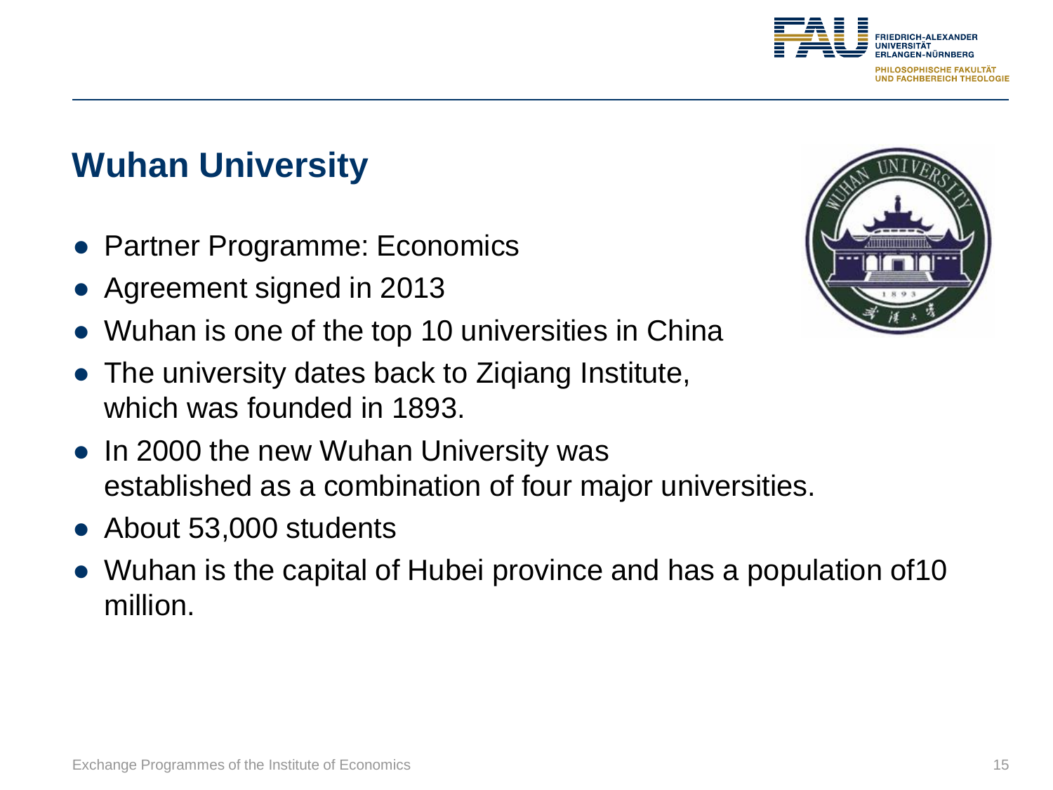## Wuhan University

- Partner Programme: Economics
- Agreement signed in 2013
- Wuhan is one of the top 10 universities in China
- The university dates back to Ziqiang Institute, which was founded in 1893.
- In 2000 the new Wuhan University was established as a combination of four major universities.
- About 53,000 students
- Wuhan is the capital of Hubei province and has a population of10 million.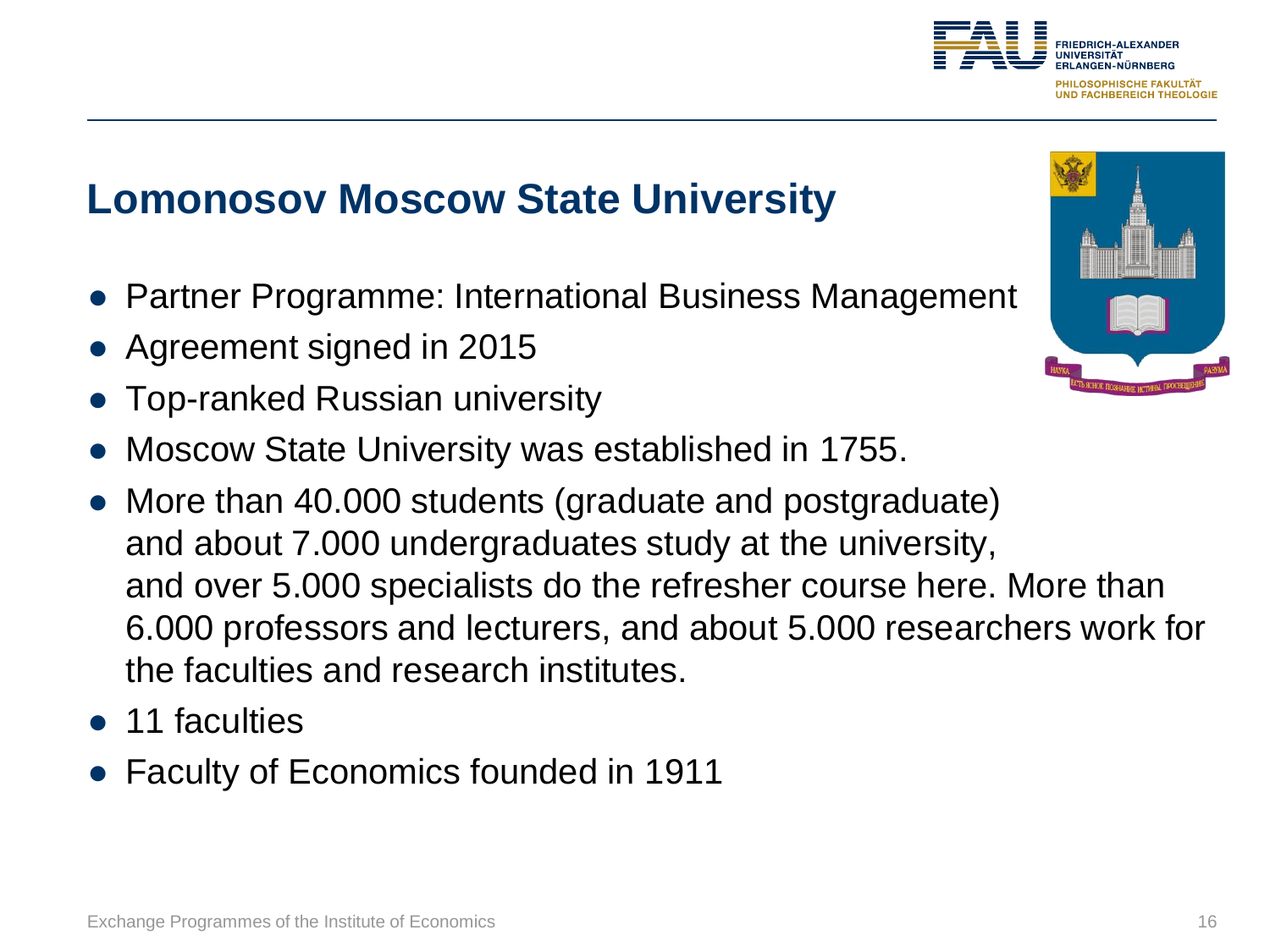## Lomonosov Moscow State University

- Partner Programme: International Business Management
- Agreement signed in 2015
- Top-ranked Russian university
- Moscow State University was established in 1755.
- More than 40.000 students (graduate and postgraduate) and about 7.000 undergraduates study at the university, and over 5.000 specialists do the refresher course here. More than 6.000 professors and lecturers, and about 5.000 researchers work for the faculties and research institutes.
- 11 faculties
- Faculty of Economics founded in 1911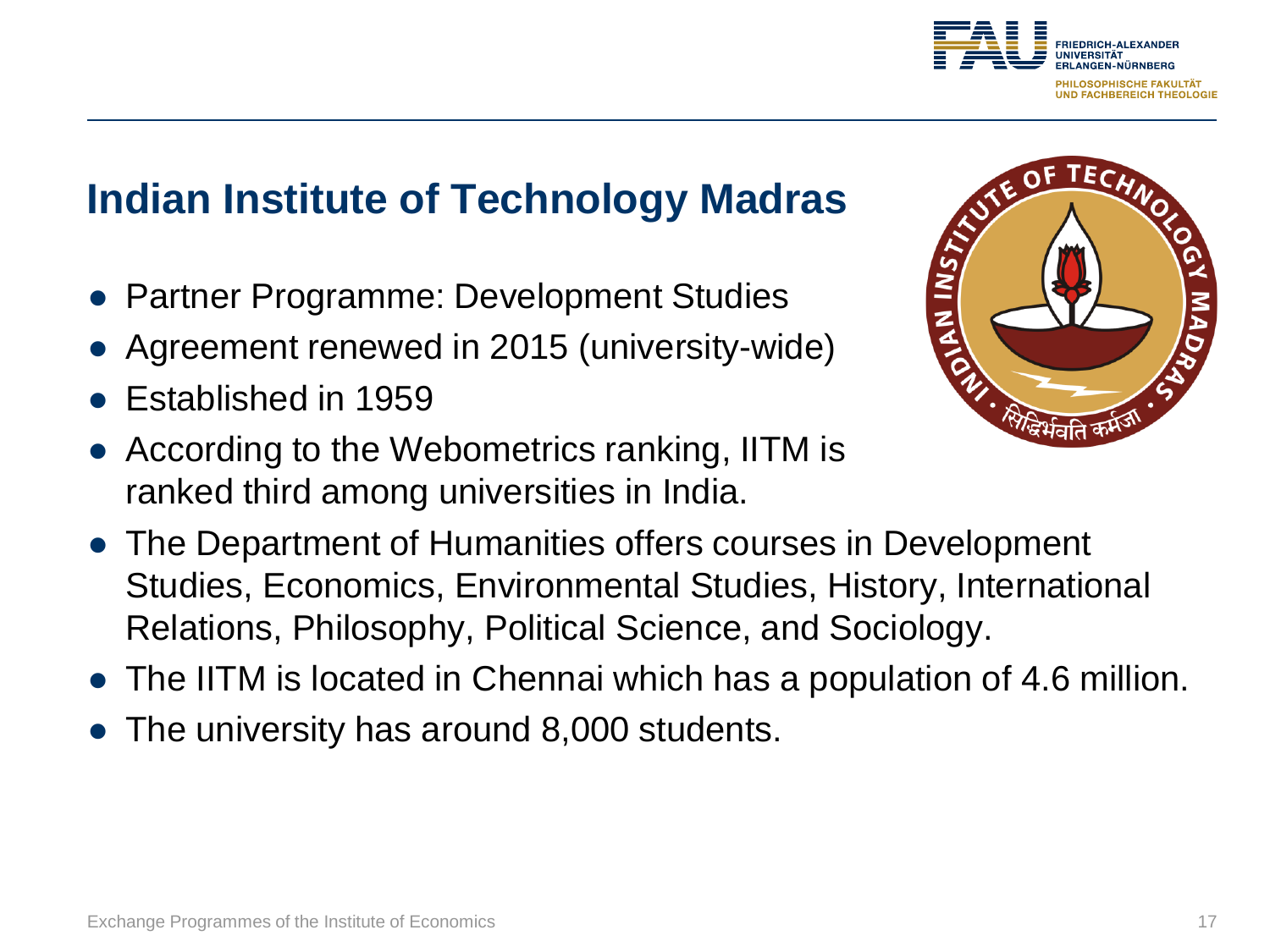## Indian Institute of Technology Madras

- Partner Programme: Development Studies
- Agreement renewed in 2015 (university-wide)
- Established in 1959
- According to the Webometrics ranking, IITM is ranked third among universities in India.
- The Department of Humanities offers courses in Development Studies, Economics, Environmental Studies, History, International Relations, Philosophy, Political Science, and Sociology.
- The IITM is located in Chennai which has a population of 4.6 million.
- The university has around 8,000 students.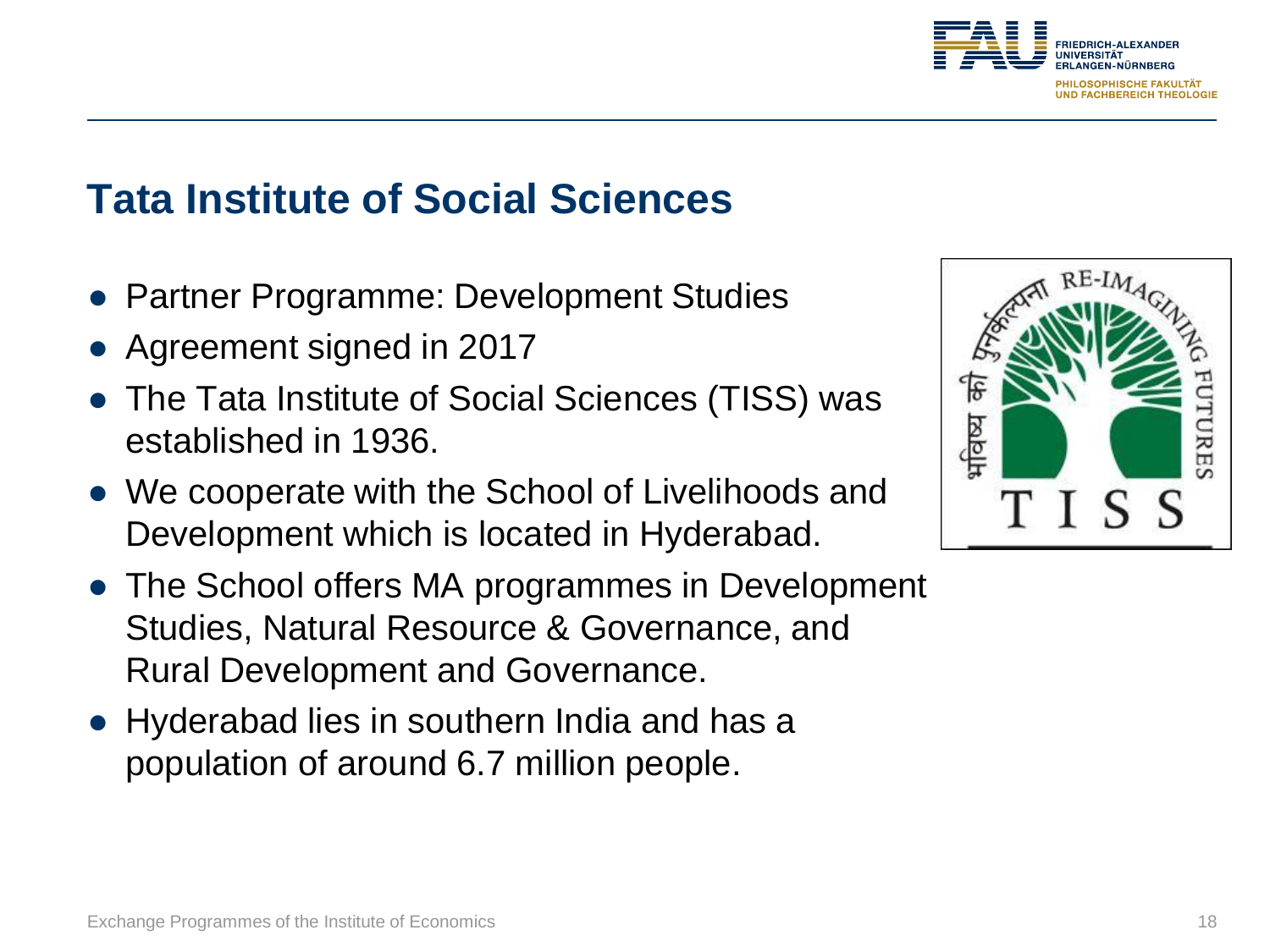# Tata Institute of Social Sciences

- Partner Programme: Development Studies
- Agreement signed in 2017
- The Tata Institute of Social Sciences (TISS) was established in 1936.
- We cooperate with the School of Livelihoods and Development which is located in Hyderabad.
- The School offers MA programmes in Development Studies, Natural Resource & Governance, and Rural Development and Governance.
- Hyderabad lies in southern India and has a population of around 6.7 million people.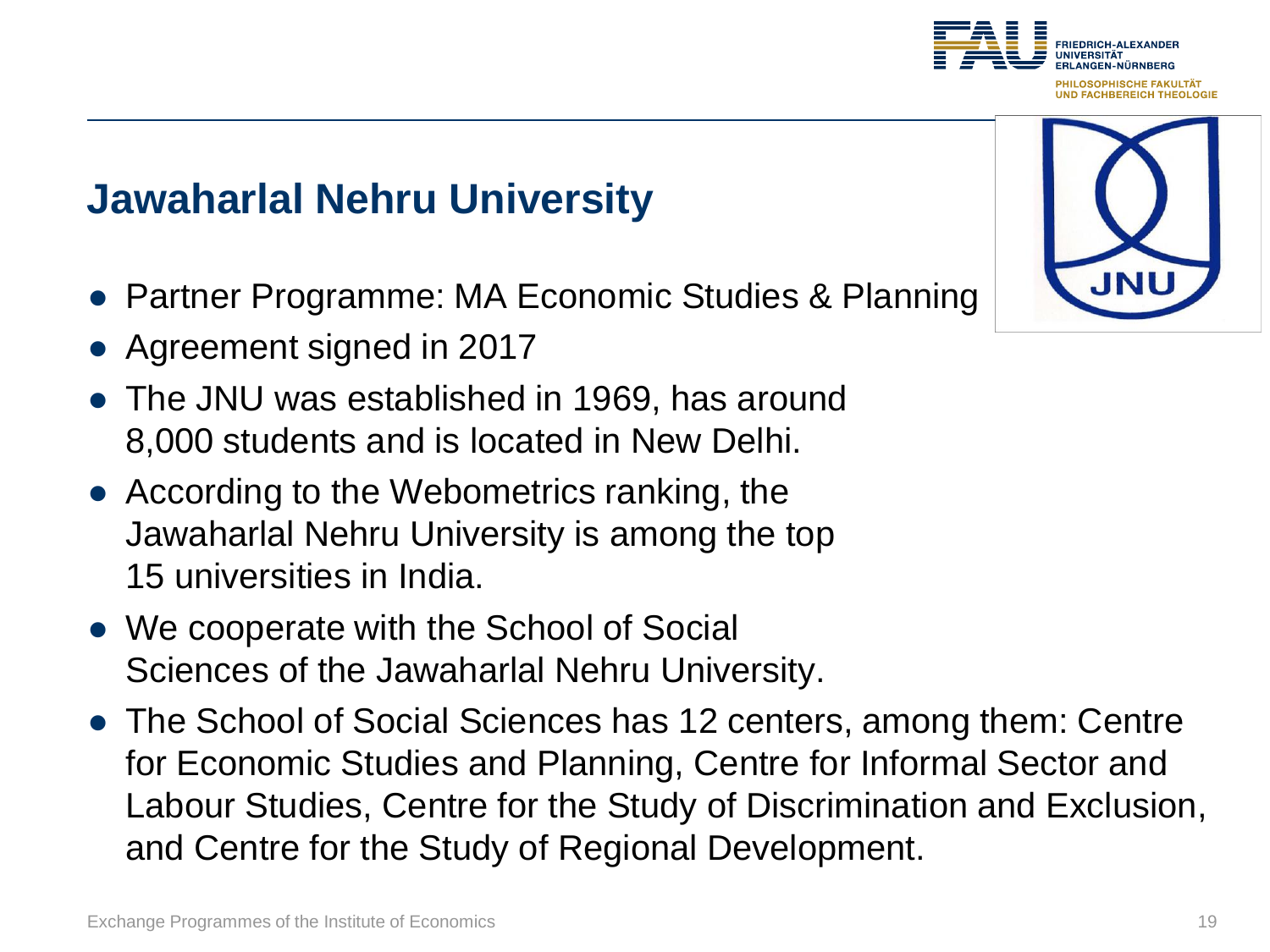## Jawaharlal Nehru University

- Partner Programme: MA Economic Studies & Planning
- Agreement signed in 2017
- The JNU was established in 1969, has around 8,000 students and is located in New Delhi.
- According to the Webometrics ranking, the Jawaharlal Nehru University is among the top 15 universities in India.
- We cooperate with the School of Social Sciences of the Jawaharlal Nehru University.
- The School of Social Sciences has 12 centers, among them: Centre for Economic Studies and Planning, Centre for Informal Sector and Labour Studies, Centre for the Study of Discrimination and Exclusion, and Centre for the Study of Regional Development.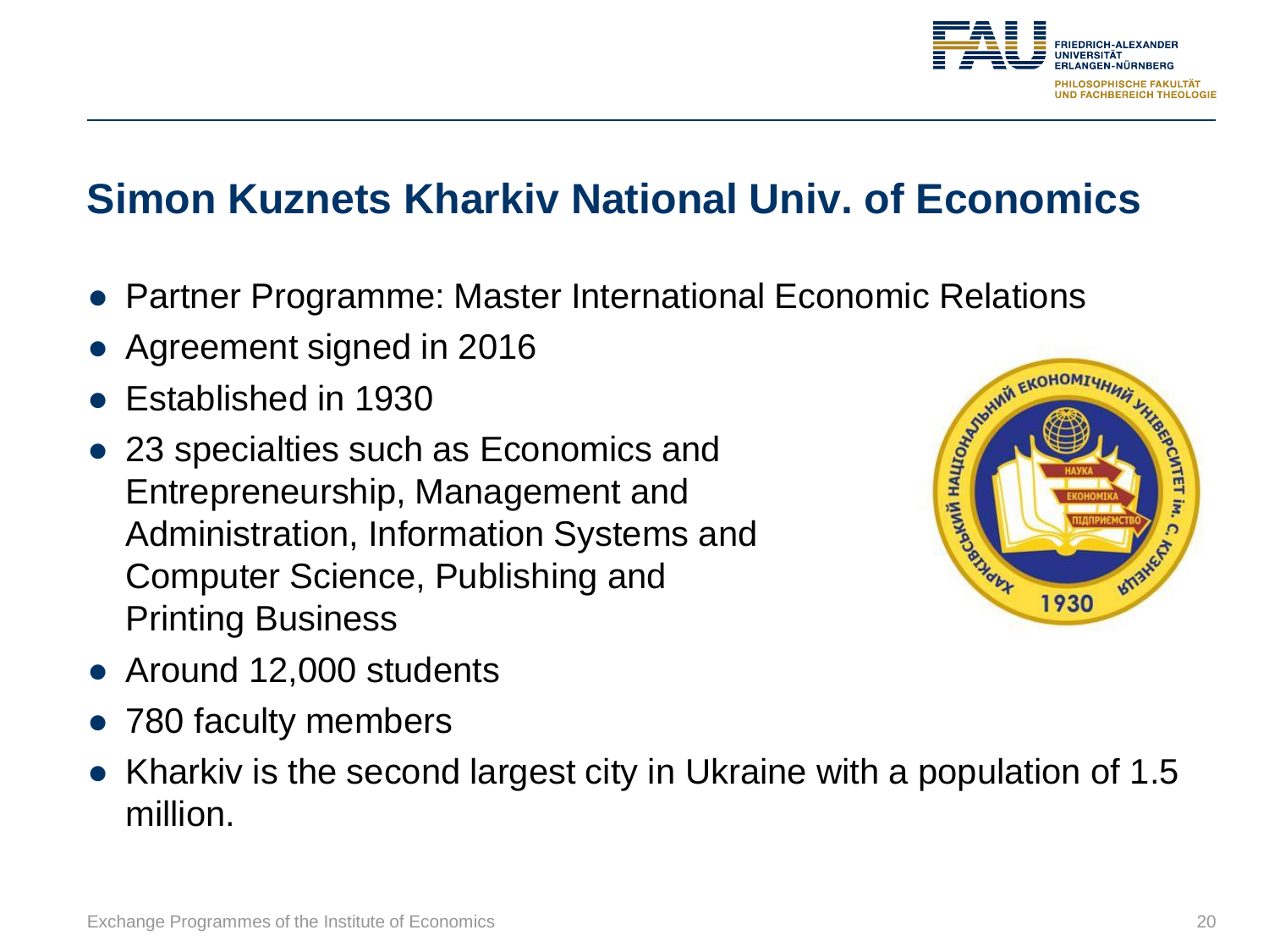# Simon Kuznets Kharkiv National Univ. of Economics

- Partner Programme: Master International Economic Relations
- Agreement signed in 2016
- Established in 1930
- 23 specialties such as Economics and Entrepreneurship, Management and Administration, Information Systems and Computer Science, Publishing and Printing Business
- Around 12,000 students
- 780 faculty members
- Kharkiv is the second largest city in Ukraine with a population of 1.5 million.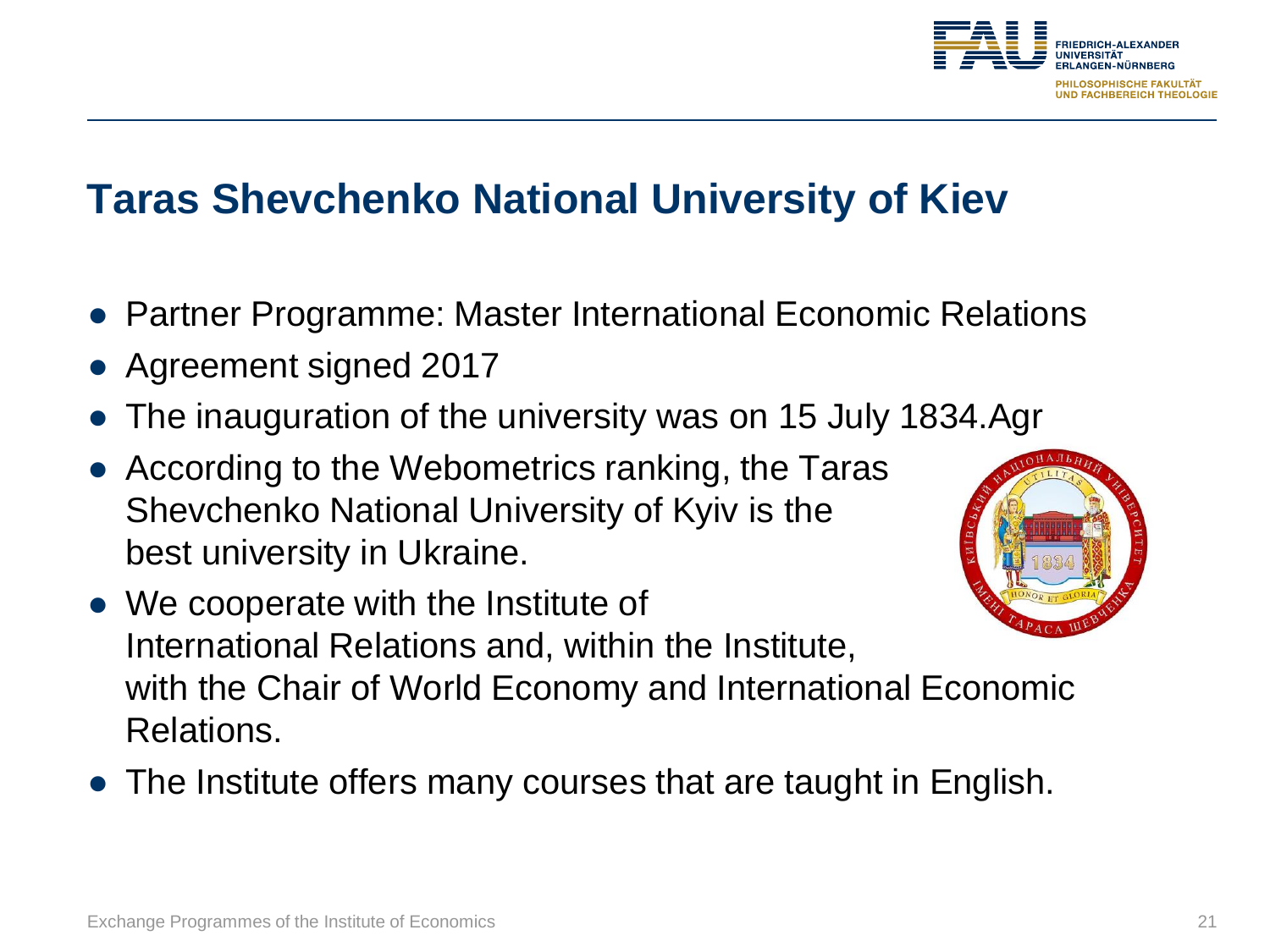# Taras Shevchenko National University of Kiev

- Partner Programme: Master International Economic Relations
- Agreement signed 2017
- The inauguration of the university was on 15 July 1834.Agr
- According to the Webometrics ranking, the Taras Shevchenko National University of Kyiv is the best university in Ukraine.
- We cooperate with the Institute of International Relations and, within the Institute, with the Chair of World Economy and International Economic Relations.
- The Institute offers many courses that are taught in English.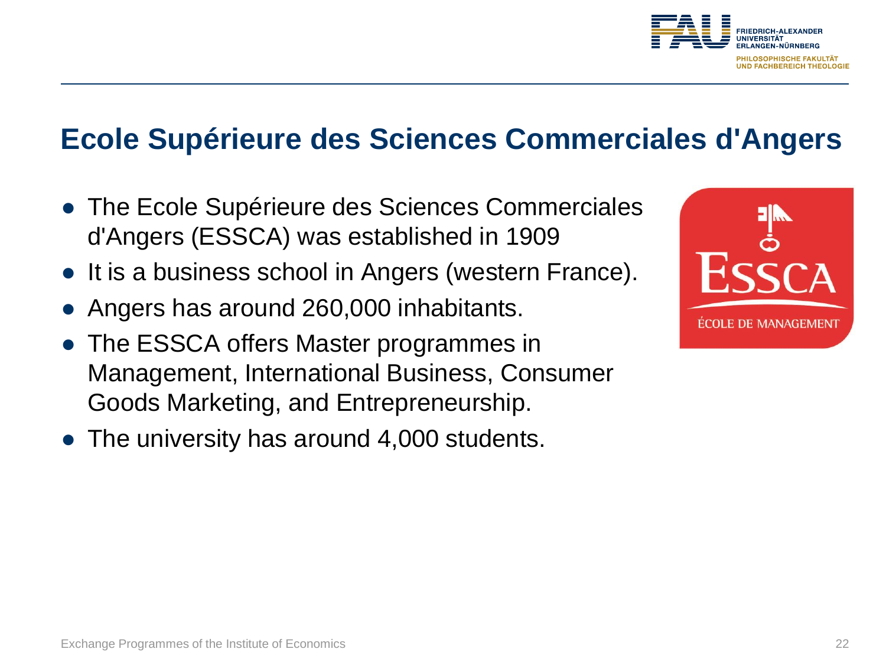# Ecole Supérieure des Sciences Commerciales d'Angers

- The Ecole Supérieure des Sciences Commerciales d'Angers (ESSCA) was established in 1909
- It is a business school in Angers (western France).
- Angers has around 260,000 inhabitants.
- The ESSCA offers Master programmes in Management, International Business, Consumer Goods Marketing, and Entrepreneurship.
- The university has around 4,000 students.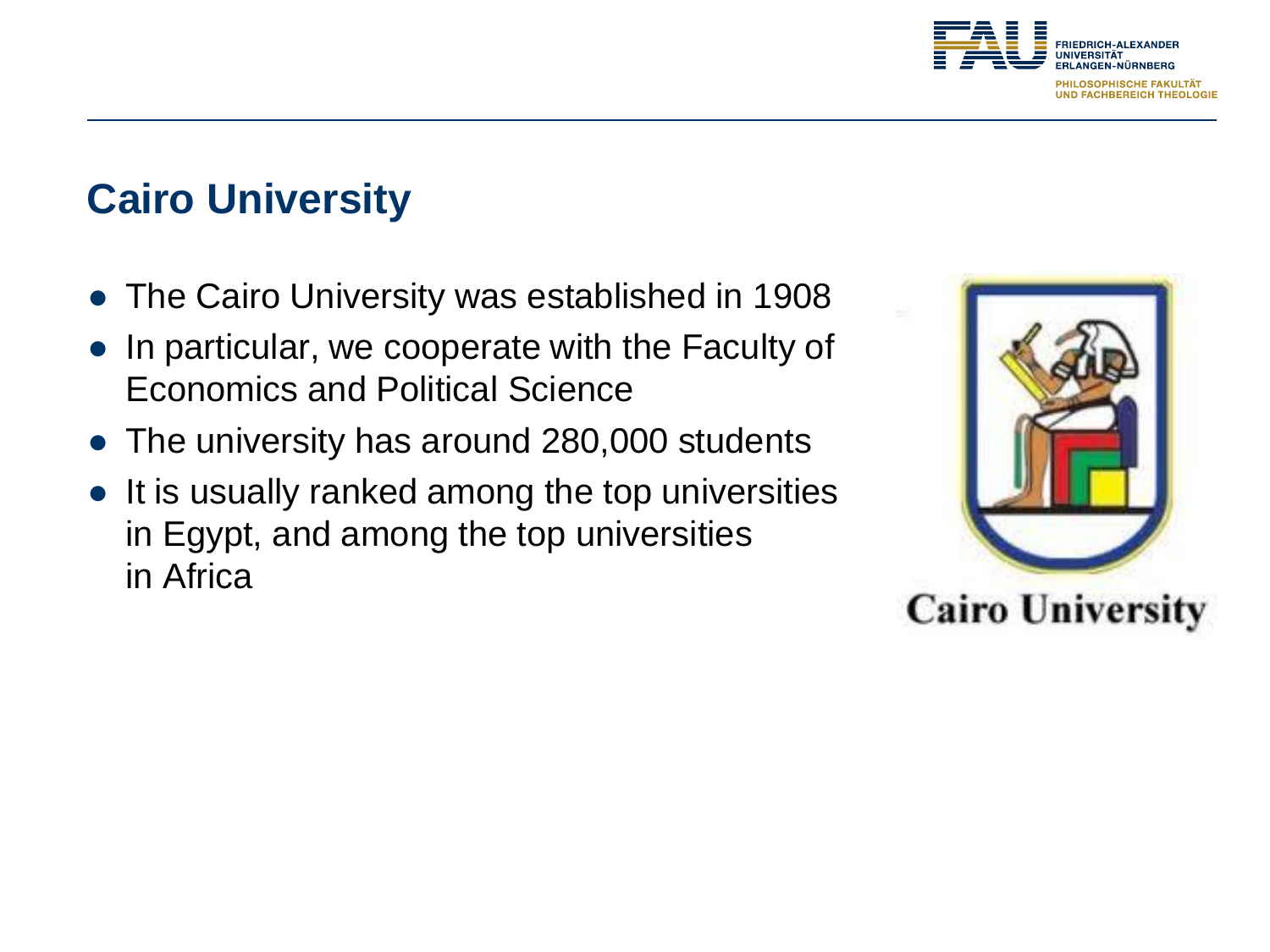## Cairo University

- The Cairo University was established in 1908
- In particular, we cooperate with the Faculty of Economics and Political Science
- The university has around 280,000 students
- It is usually ranked among the top universities in Egypt, and among the top universities in Africa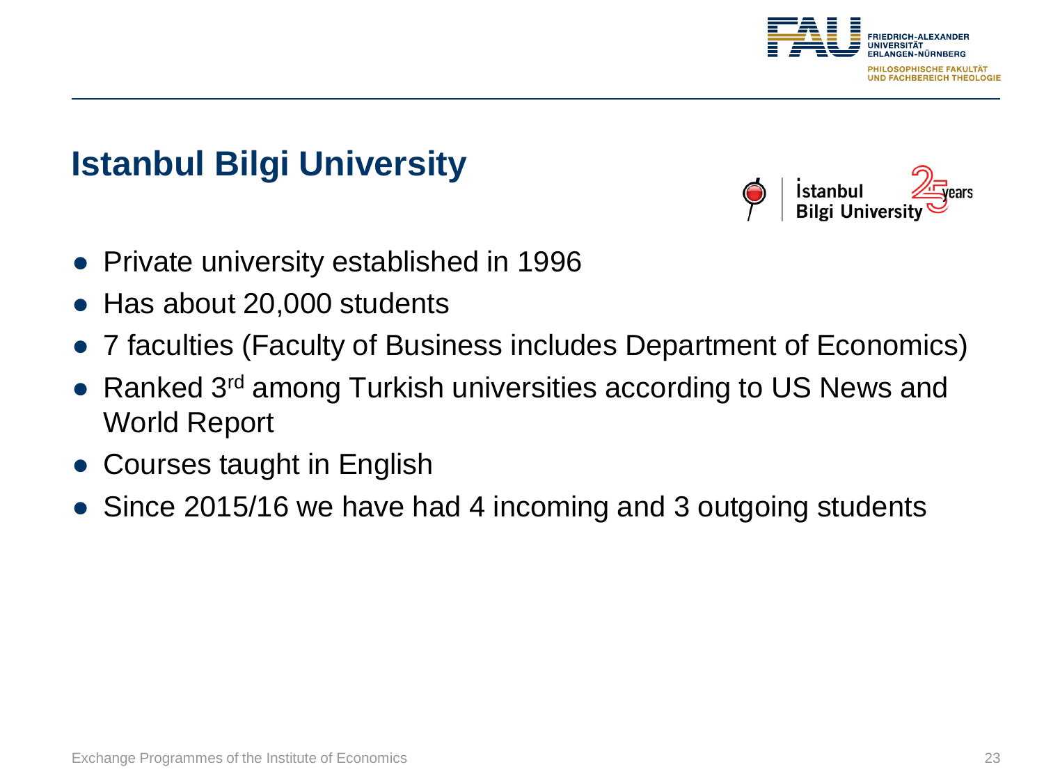# Istanbul Bilgi University

- Private university established in 1996
- Has about 20,000 students
- 7 faculties (Faculty of Business includes Department of Economics)
- Ranked 3rd among Turkish universities according to US News and World Report
- Courses taught in English
- Since 2015/16 we have had 4 incoming and 3 outgoing students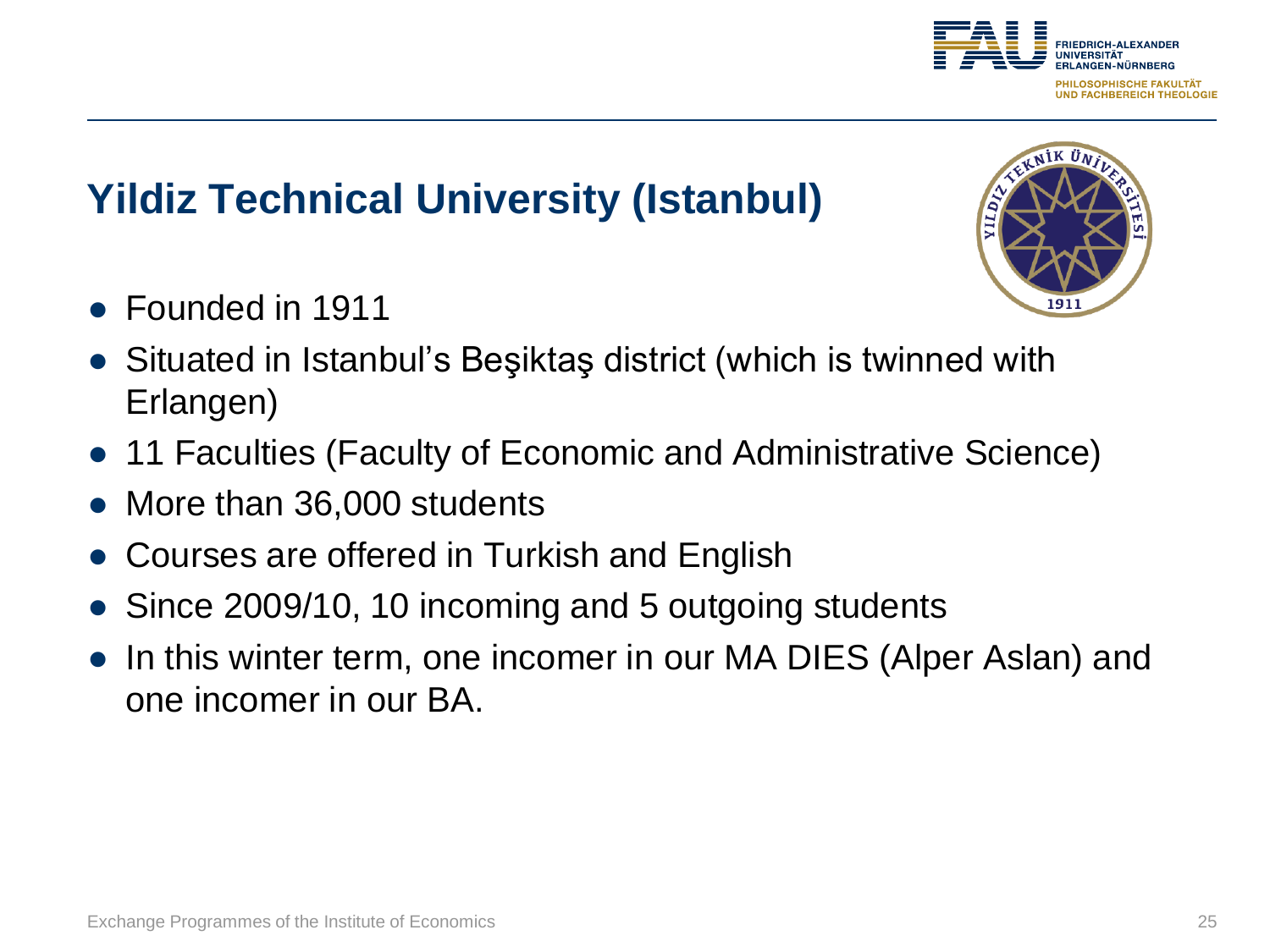# Yildiz Technical University (Istanbul)

- Founded in 1911
- Situated in Istanbul's Beşiktaş district (which is twinned with Erlangen)
- 11 Faculties (Faculty of Economic and Administrative Science)
- More than 36,000 students
- Courses are offered in Turkish and English
- Since 2009/10, 10 incoming and 5 outgoing students
- In this winter term, one incomer in our MA DIES (Alper Aslan) and one incomer in our BA.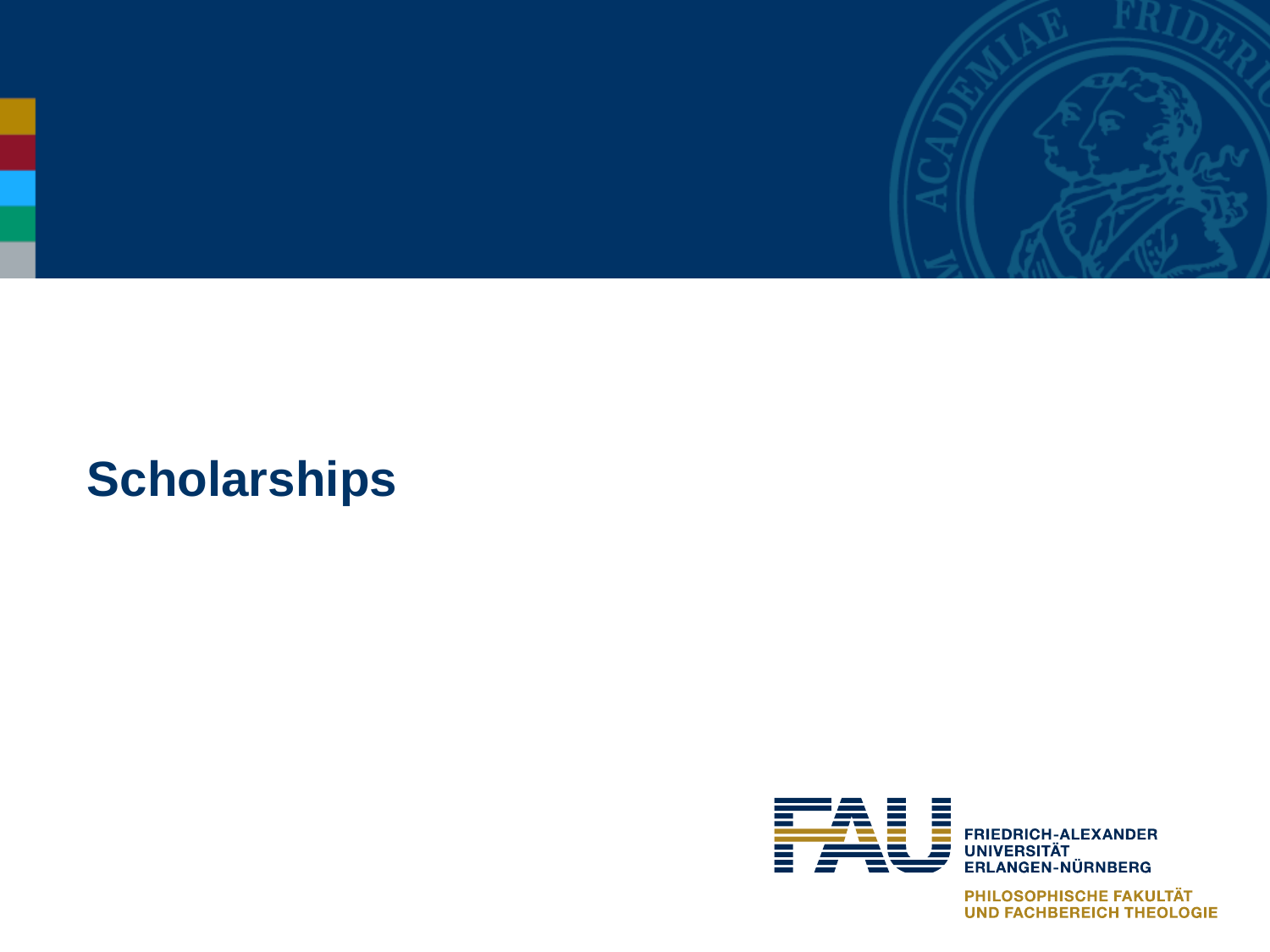# Scholarships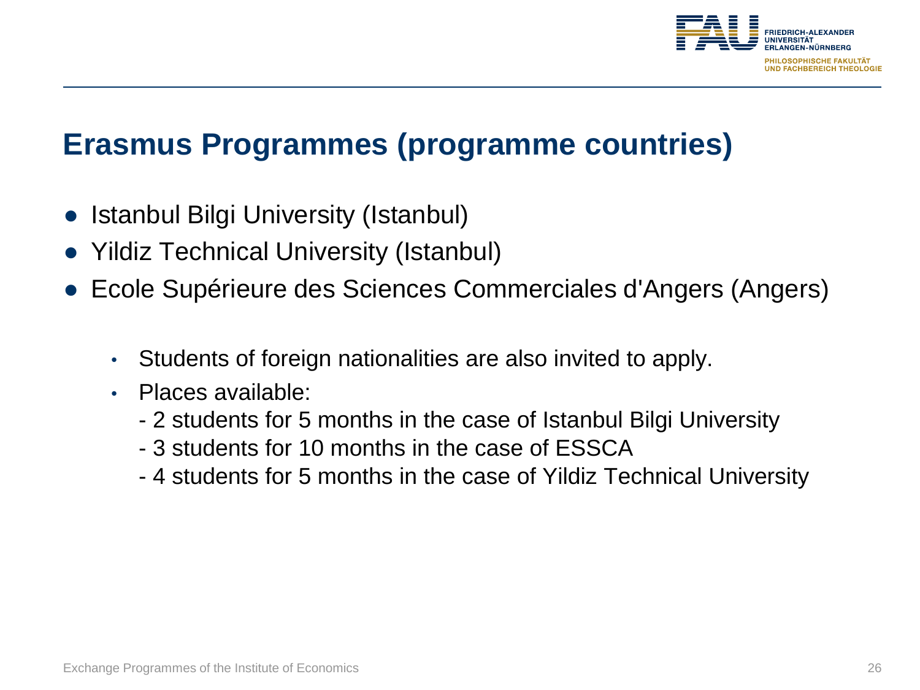# Erasmus Programmes (programme countries)

- Istanbul Bilgi University (Istanbul)
- Yildiz Technical University (Istanbul)
- Ecole Supérieure des Sciences Commerciales d'Angers (Angers)

  - Students of foreign nationalities are also invited to apply.
  - Places available:
    - 2 students for 5 months in the case of Istanbul Bilgi University
    - 3 students for 10 months in the case of ESSCA
    - 4 students for 5 months in the case of Yildiz Technical University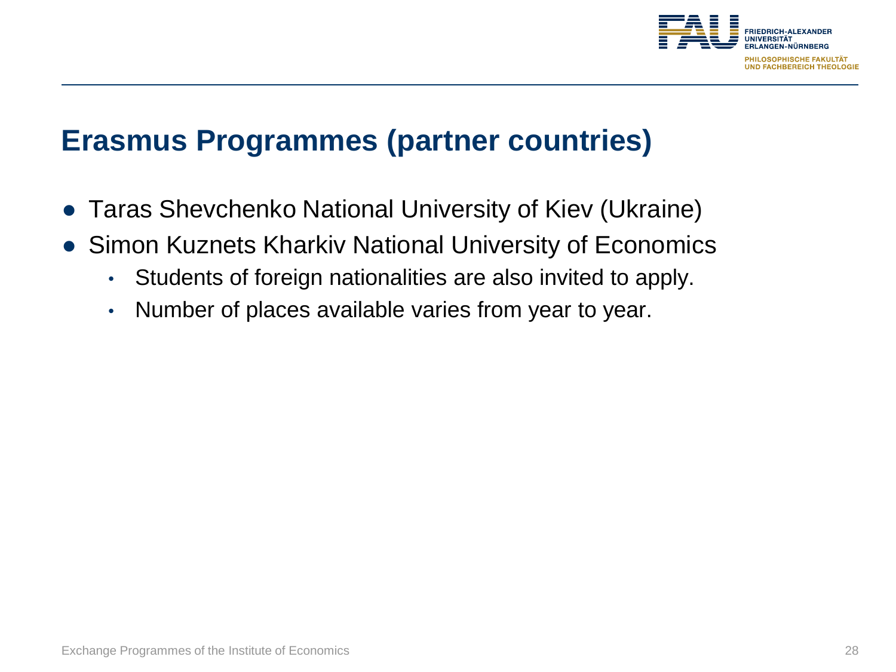## Erasmus Programmes (partner countries)

- Taras Shevchenko National University of Kiev (Ukraine)
- Simon Kuznets Kharkiv National University of Economics
  - Students of foreign nationalities are also invited to apply.
  - Number of places available varies from year to year.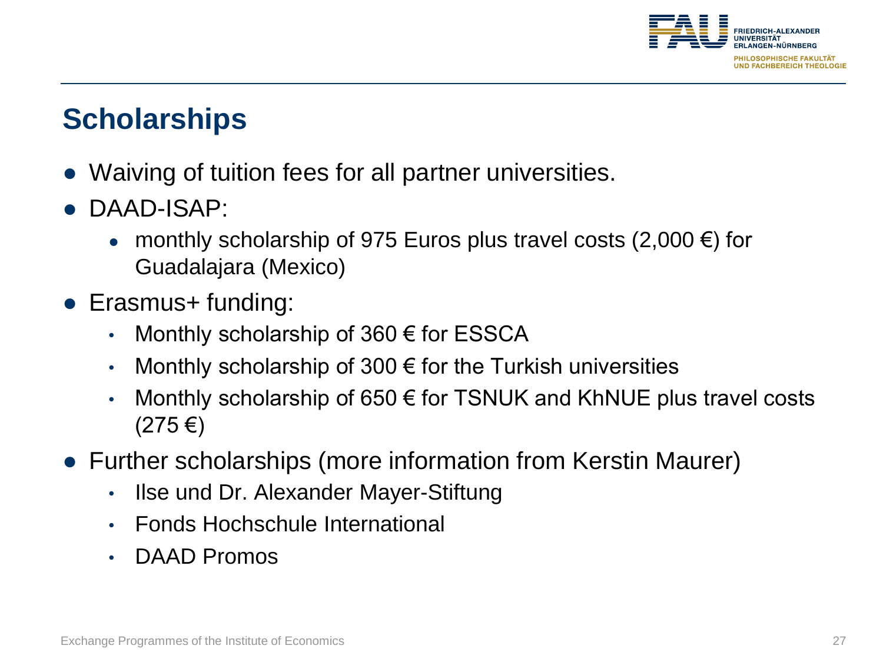## Scholarships

- Waiving of tuition fees for all partner universities.
- DAAD-ISAP:
  - monthly scholarship of 975 Euros plus travel costs (2,000 €) for Guadalajara (Mexico)
- Erasmus+ funding:
  - Monthly scholarship of 360 € for ESSCA
  - Monthly scholarship of 300 € for the Turkish universities
  - Monthly scholarship of 650 € for TSNUK and KhNUE plus travel costs (275 €)
- Further scholarships (more information from Kerstin Maurer)
  - Ilse und Dr. Alexander Mayer-Stiftung
  - Fonds Hochschule International
  - DAAD Promos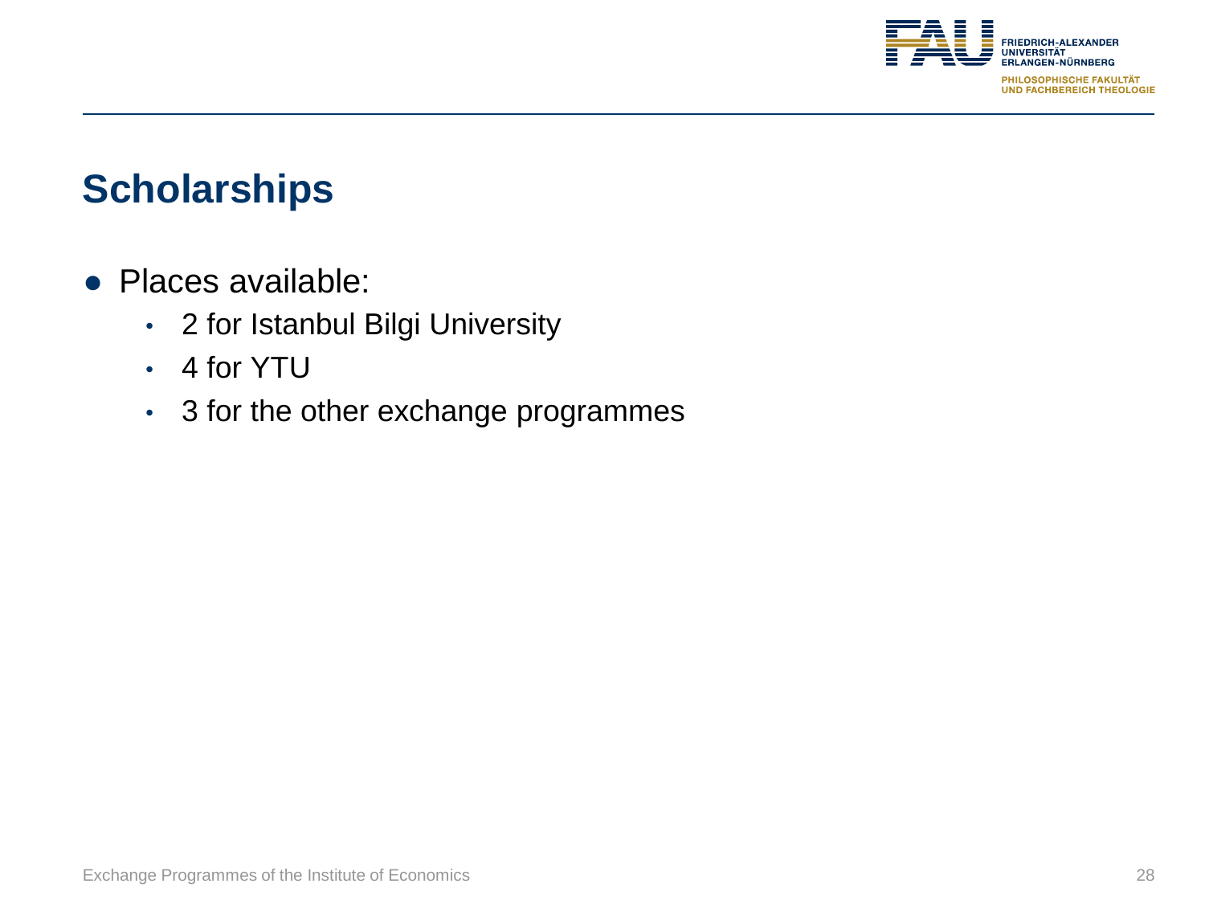## Scholarships

- Places available:
  - 2 for Istanbul Bilgi University
  - 4 for YTU
  - 3 for the other exchange programmes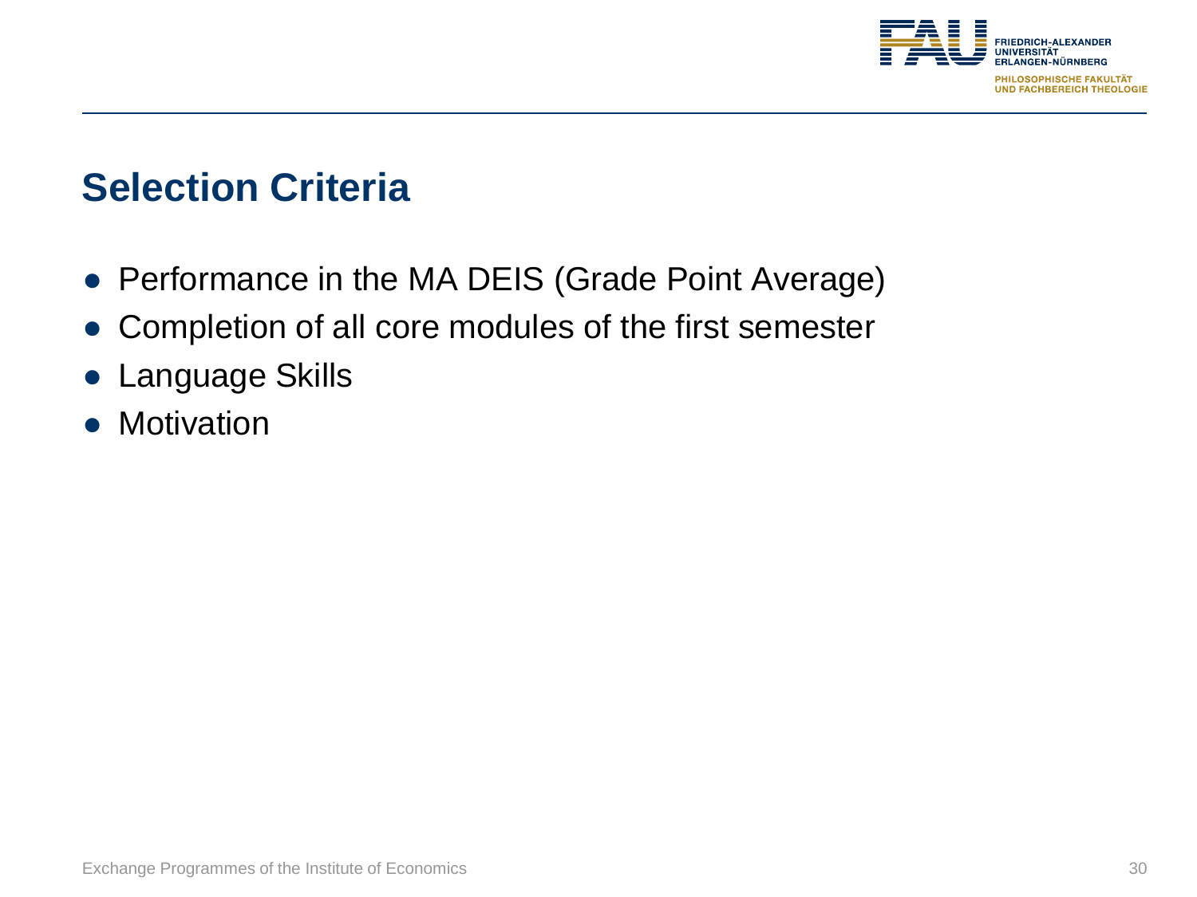## Selection Criteria

- Performance in the MA DEIS (Grade Point Average)
- Completion of all core modules of the first semester
- Language Skills
- Motivation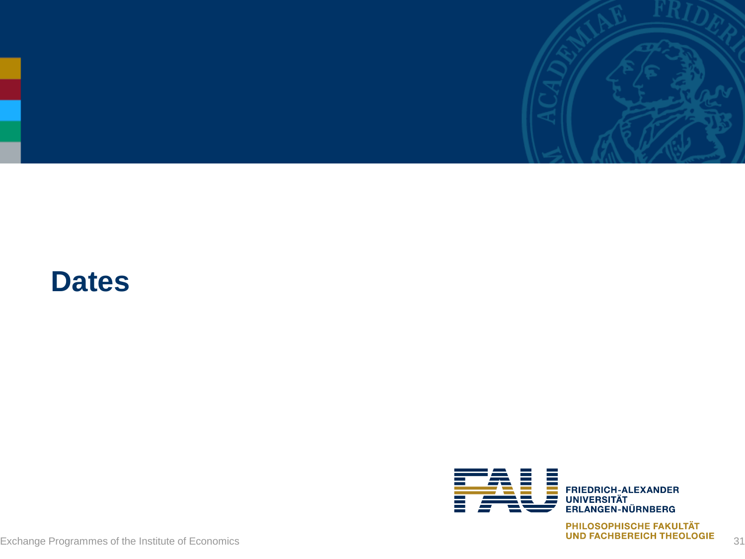# Dates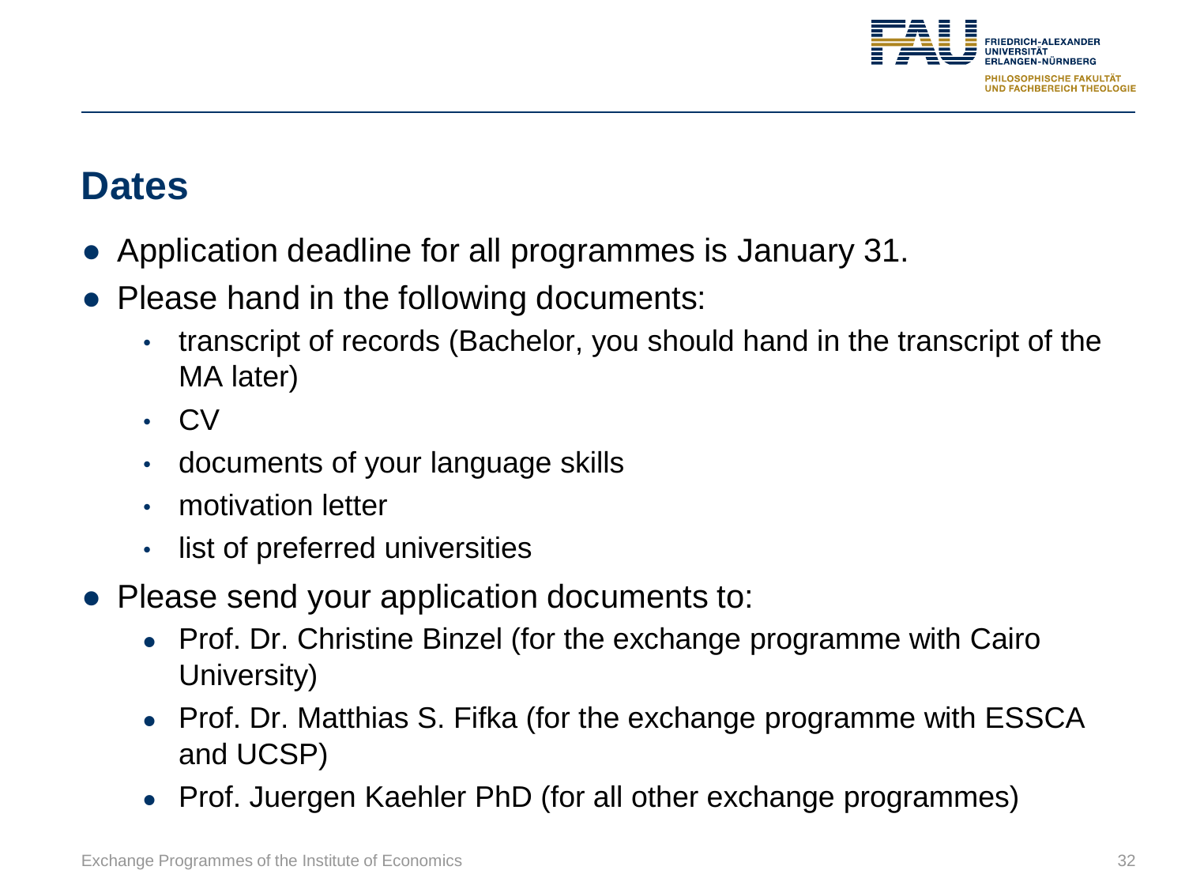## Dates

- Application deadline for all programmes is January 31.
- Please hand in the following documents:
  - transcript of records (Bachelor, you should hand in the transcript of the MA later)
  - CV
  - documents of your language skills
  - motivation letter
  - list of preferred universities
- Please send your application documents to:
  - Prof. Dr. Christine Binzel (for the exchange programme with Cairo University)
  - Prof. Dr. Matthias S. Fifka (for the exchange programme with ESSCA and UCSP)
  - Prof. Juergen Kaehler PhD (for all other exchange programmes)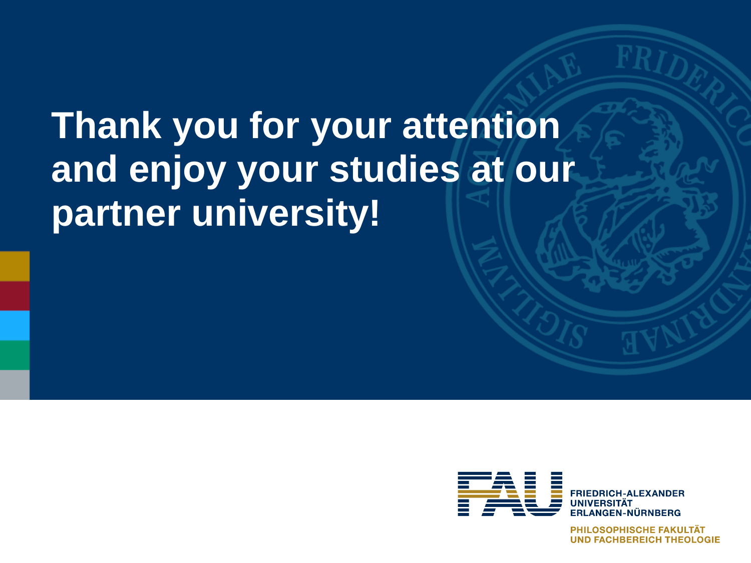# Thank you for your attention and enjoy your studies at our partner university!

FRIEDRICH-ALEXANDER
UNIVERSITÄT
ERLANGEN-NÜRNBERG

PHILOSOPHISCHE FAKULTÄT
UND FACHBEREICH THEOLOGIE